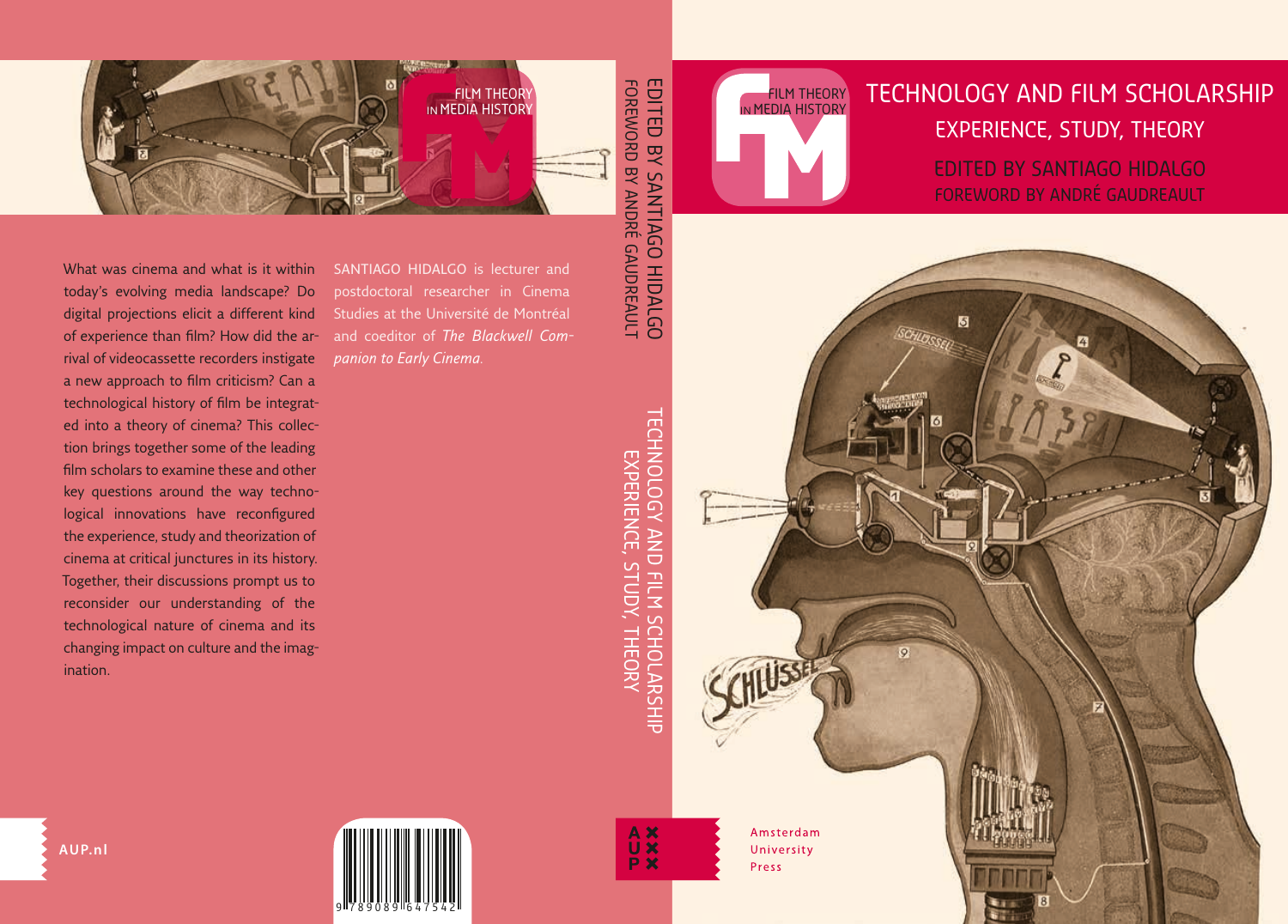# TECHNOLOGY AND FILM SCHOLARSHIP

## EXPERIENCE, STUDY, THEORY

EDITED BY SANTIAGO HIDALGO

FOREWORD BY ANDRÉ GAUDREAULT

FILM THEORY IN MEDIA HISTORY

What was cinema and what is it within today's evolving media landscape? Do digital projections elicit a different kind of experience than film? How did the arrival of videocassette recorders instigate a new approach to film criticism? Can a technological history of film be integrated into a theory of cinema? This collection brings together some of the leading film scholars to examine these and other key questions around the way technological innovations have reconfigured the experience, study and theorization of cinema at critical junctures in its history. Together, their discussions prompt us to reconsider our understanding of the technological nature of cinema and its changing impact on culture and the imagination.

SANTIAGO HIDALGO is lecturer and postdoctoral researcher in Cinema Studies at the Université de Montréal and coeditor of *The Blackwell Companion to Early Cinema*.

EDITED BY SANTIAGO HIDALGO

FOREWORD BY ANDRÉ GAUDREAULT

TECHNOLOGY AND FILM SCHOLARSHIP

EXPERIENCE, STUDY, THEORY

AUP.nl

9 789089 647542

Amsterdam University Press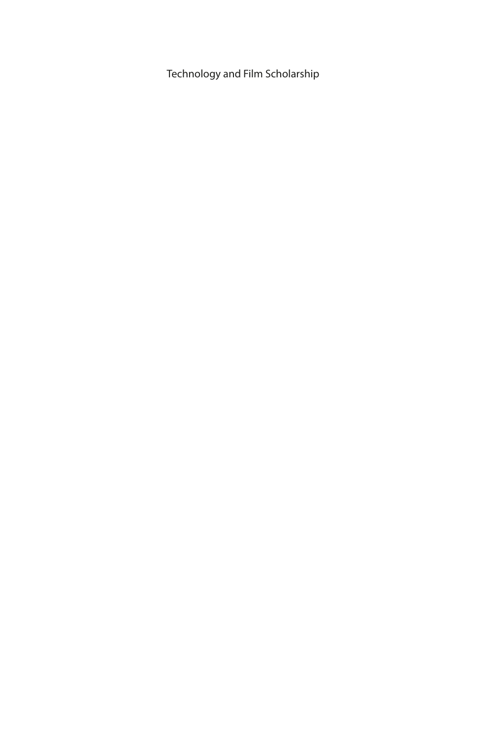Technology and Film Scholarship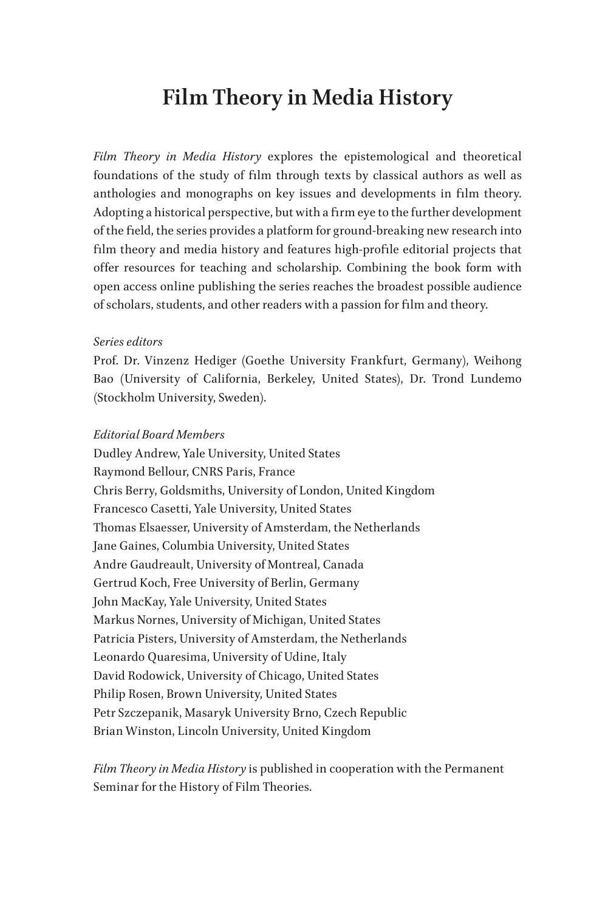# Film Theory in Media History

*Film Theory in Media History* explores the epistemological and theoretical foundations of the study of film through texts by classical authors as well as anthologies and monographs on key issues and developments in film theory. Adopting a historical perspective, but with a firm eye to the further development of the field, the series provides a platform for ground-breaking new research into film theory and media history and features high-profile editorial projects that offer resources for teaching and scholarship. Combining the book form with open access online publishing the series reaches the broadest possible audience of scholars, students, and other readers with a passion for film and theory.

*Series editors*

Prof. Dr. Vinzenz Hediger (Goethe University Frankfurt, Germany), Weihong Bao (University of California, Berkeley, United States), Dr. Trond Lundemo (Stockholm University, Sweden).

*Editorial Board Members*

Dudley Andrew, Yale University, United States
Raymond Bellour, CNRS Paris, France
Chris Berry, Goldsmiths, University of London, United Kingdom
Francesco Casetti, Yale University, United States
Thomas Elsaesser, University of Amsterdam, the Netherlands
Jane Gaines, Columbia University, United States
Andre Gaudreault, University of Montreal, Canada
Gertrud Koch, Free University of Berlin, Germany
John MacKay, Yale University, United States
Markus Nornes, University of Michigan, United States
Patricia Pisters, University of Amsterdam, the Netherlands
Leonardo Quaresima, University of Udine, Italy
David Rodowick, University of Chicago, United States
Philip Rosen, Brown University, United States
Petr Szczepanik, Masaryk University Brno, Czech Republic
Brian Winston, Lincoln University, United Kingdom

*Film Theory in Media History* is published in cooperation with the Permanent Seminar for the History of Film Theories.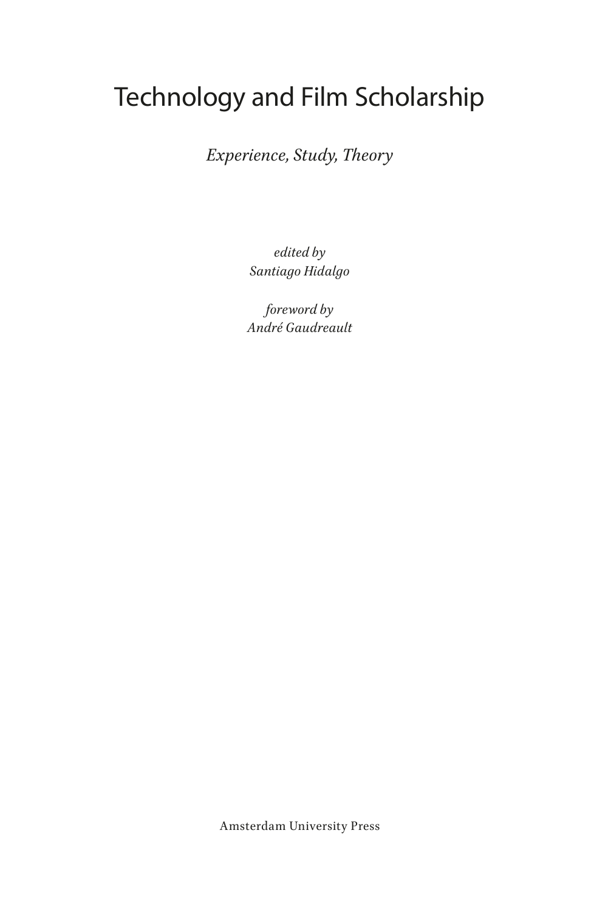# Technology and Film Scholarship

*Experience, Study, Theory*

*edited by*
*Santiago Hidalgo*

*foreword by*
*André Gaudreault*

Amsterdam University Press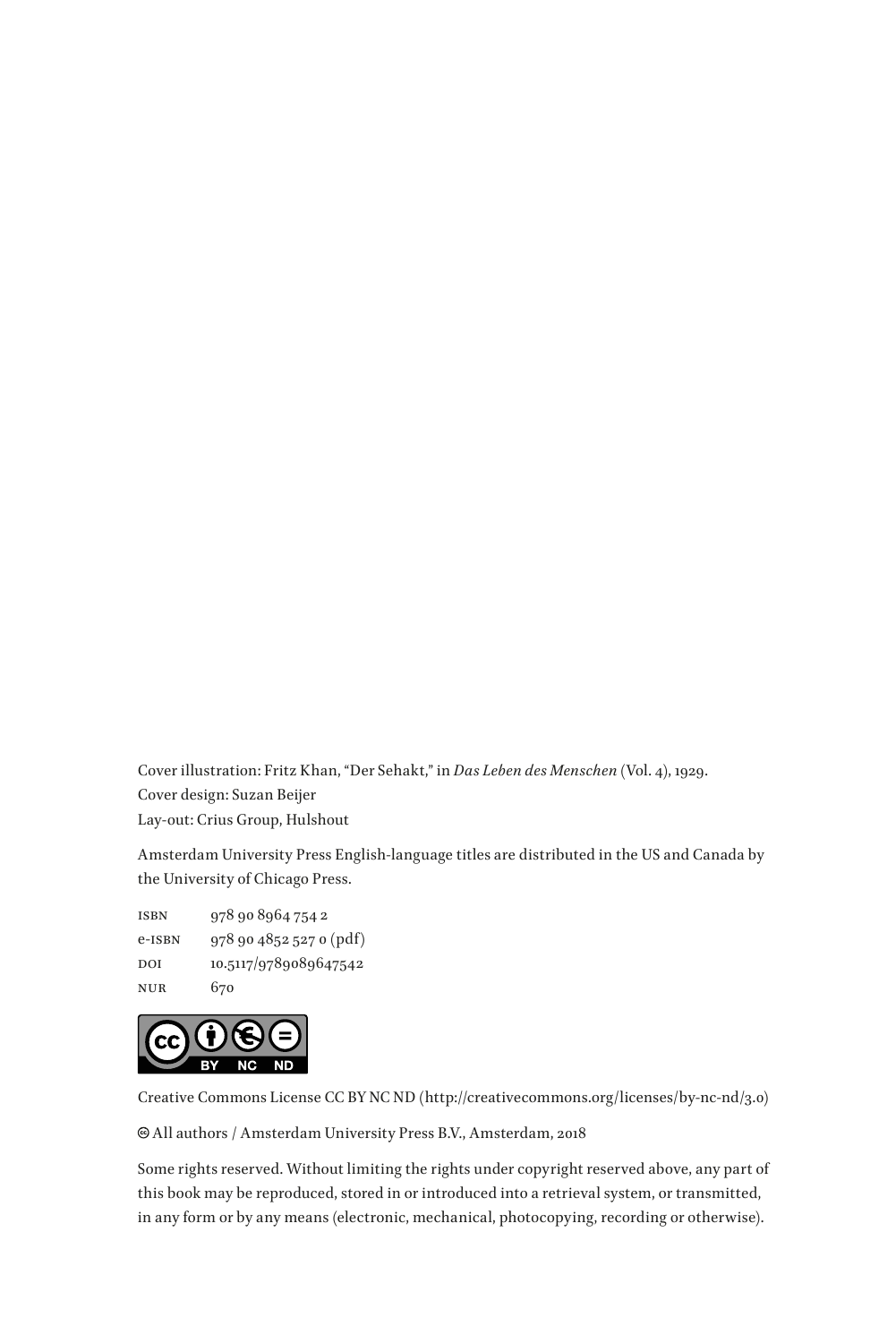Cover illustration: Fritz Khan, “Der Sehakt,” in *Das Leben des Menschen* (Vol. 4), 1929.
Cover design: Suzan Beijer
Lay-out: Crius Group, Hulshout

Amsterdam University Press English-language titles are distributed in the US and Canada by the University of Chicago Press.

ISBN 978 90 8964 754 2
e-ISBN 978 90 4852 527 0 (pdf)
DOI 10.5117/9789089647542
NUR 670

Creative Commons License CC BY NC ND (http://creativecommons.org/licenses/by-nc-nd/3.0)

© All authors / Amsterdam University Press B.V., Amsterdam, 2018

Some rights reserved. Without limiting the rights under copyright reserved above, any part of this book may be reproduced, stored in or introduced into a retrieval system, or transmitted, in any form or by any means (electronic, mechanical, photocopying, recording or otherwise).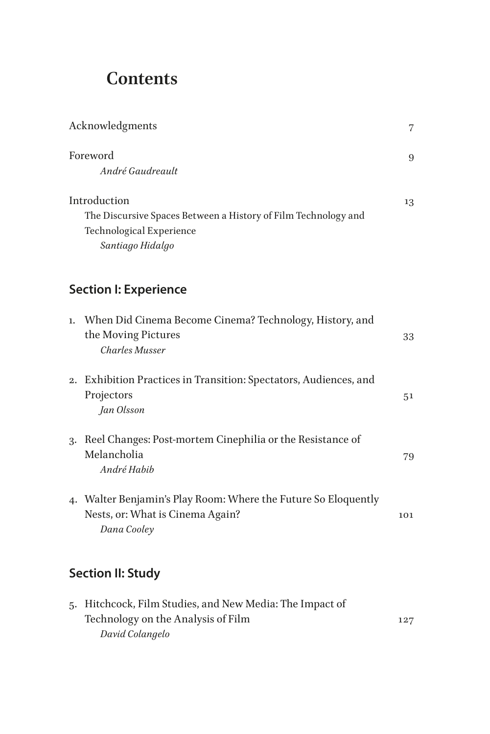# Contents

Acknowledgments 7

Foreword 9
*André Gaudreault*

Introduction 13
The Discursive Spaces Between a History of Film Technology and Technological Experience
*Santiago Hidalgo*

## Section I: Experience

1. When Did Cinema Become Cinema? Technology, History, and the Moving Pictures 33
   *Charles Musser*

2. Exhibition Practices in Transition: Spectators, Audiences, and Projectors 51
   *Jan Olsson*

3. Reel Changes: Post-mortem Cinephilia or the Resistance of Melancholia 79
   *André Habib*

4. Walter Benjamin's Play Room: Where the Future So Eloquently Nests, or: What is Cinema Again? 101
   *Dana Cooley*

## Section II: Study

5. Hitchcock, Film Studies, and New Media: The Impact of Technology on the Analysis of Film 127
   *David Colangelo*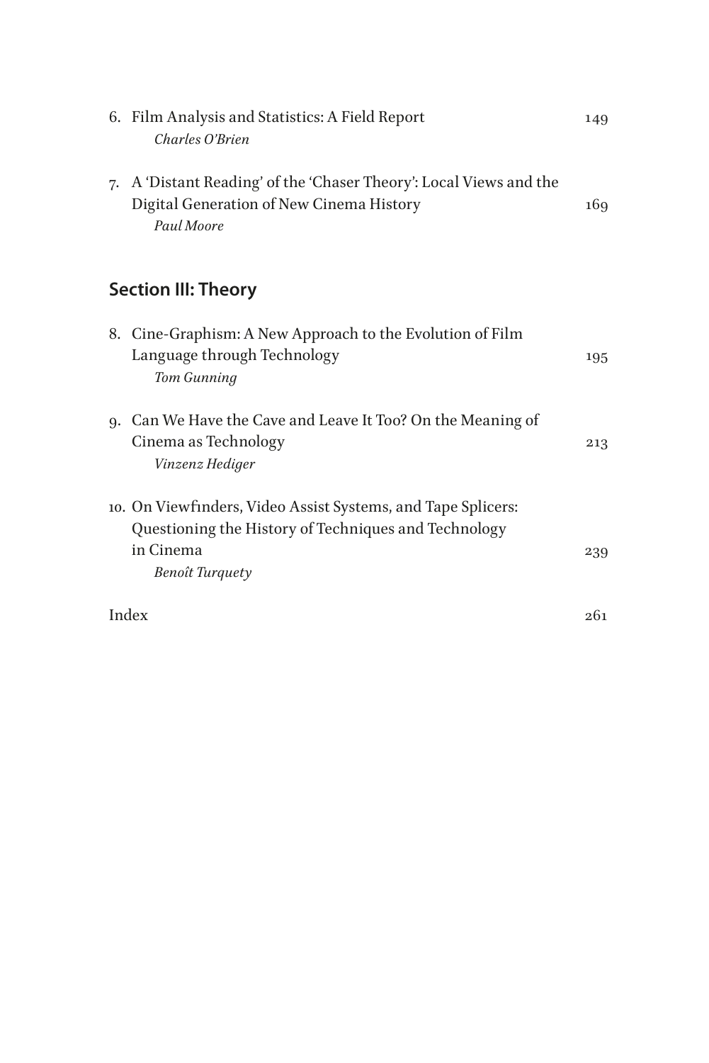6. Film Analysis and Statistics: A Field Report 149
   *Charles O'Brien*

7. A 'Distant Reading' of the 'Chaser Theory': Local Views and the Digital Generation of New Cinema History 169
   *Paul Moore*

## Section III: Theory

8. Cine-Graphism: A New Approach to the Evolution of Film Language through Technology 195
   *Tom Gunning*

9. Can We Have the Cave and Leave It Too? On the Meaning of Cinema as Technology 213
   *Vinzenz Hediger*

10. On Viewfinders, Video Assist Systems, and Tape Splicers: Questioning the History of Techniques and Technology in Cinema 239
    *Benoît Turquety*

Index 261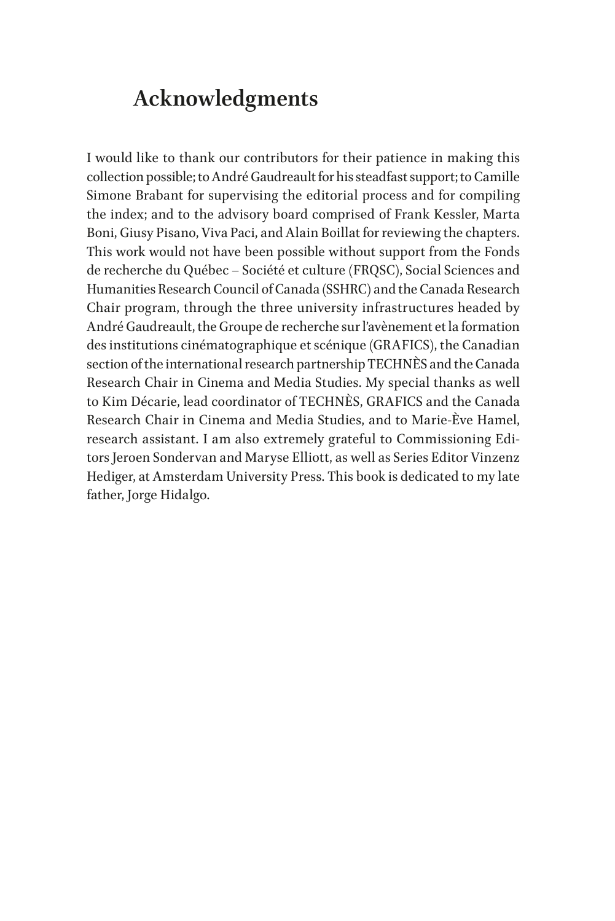# Acknowledgments

I would like to thank our contributors for their patience in making this collection possible; to André Gaudreault for his steadfast support; to Camille Simone Brabant for supervising the editorial process and for compiling the index; and to the advisory board comprised of Frank Kessler, Marta Boni, Giusy Pisano, Viva Paci, and Alain Boillat for reviewing the chapters. This work would not have been possible without support from the Fonds de recherche du Québec – Société et culture (FRQSC), Social Sciences and Humanities Research Council of Canada (SSHRC) and the Canada Research Chair program, through the three university infrastructures headed by André Gaudreault, the Groupe de recherche sur l'avènement et la formation des institutions cinématographique et scénique (GRAFICS), the Canadian section of the international research partnership TECHNÈS and the Canada Research Chair in Cinema and Media Studies. My special thanks as well to Kim Décarie, lead coordinator of TECHNÈS, GRAFICS and the Canada Research Chair in Cinema and Media Studies, and to Marie-Ève Hamel, research assistant. I am also extremely grateful to Commissioning Editors Jeroen Sondervan and Maryse Elliott, as well as Series Editor Vinzenz Hediger, at Amsterdam University Press. This book is dedicated to my late father, Jorge Hidalgo.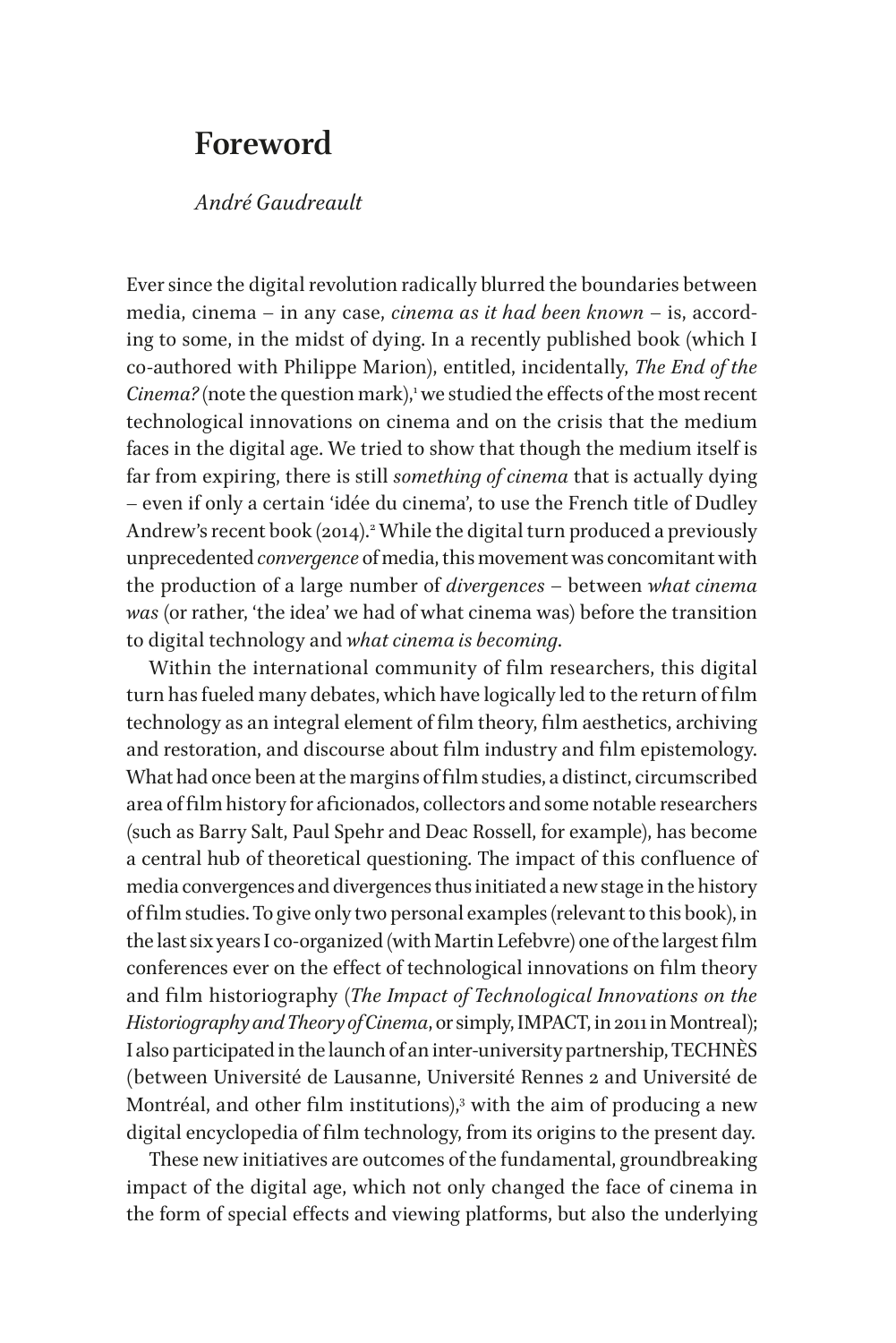# Foreword

*André Gaudreault*

Ever since the digital revolution radically blurred the boundaries between media, cinema – in any case, *cinema as it had been known* – is, according to some, in the midst of dying. In a recently published book (which I co-authored with Philippe Marion), entitled, incidentally, *The End of the Cinema?* (note the question mark),[1] we studied the effects of the most recent technological innovations on cinema and on the crisis that the medium faces in the digital age. We tried to show that though the medium itself is far from expiring, there is still *something of cinema* that is actually dying – even if only a certain 'idée du cinema', to use the French title of Dudley Andrew's recent book (2014).[2] While the digital turn produced a previously unprecedented *convergence* of media, this movement was concomitant with the production of a large number of *divergences* – between *what cinema was* (or rather, 'the idea' we had of what cinema was) before the transition to digital technology and *what cinema is becoming*.

Within the international community of film researchers, this digital turn has fueled many debates, which have logically led to the return of film technology as an integral element of film theory, film aesthetics, archiving and restoration, and discourse about film industry and film epistemology. What had once been at the margins of film studies, a distinct, circumscribed area of film history for aficionados, collectors and some notable researchers (such as Barry Salt, Paul Spehr and Deac Rossell, for example), has become a central hub of theoretical questioning. The impact of this confluence of media convergences and divergences thus initiated a new stage in the history of film studies. To give only two personal examples (relevant to this book), in the last six years I co-organized (with Martin Lefebvre) one of the largest film conferences ever on the effect of technological innovations on film theory and film historiography (*The Impact of Technological Innovations on the Historiography and Theory of Cinema*, or simply, IMPACT, in 2011 in Montreal); I also participated in the launch of an inter-university partnership, TECHNÈS (between Université de Lausanne, Université Rennes 2 and Université de Montréal, and other film institutions),[3] with the aim of producing a new digital encyclopedia of film technology, from its origins to the present day.

These new initiatives are outcomes of the fundamental, groundbreaking impact of the digital age, which not only changed the face of cinema in the form of special effects and viewing platforms, but also the underlying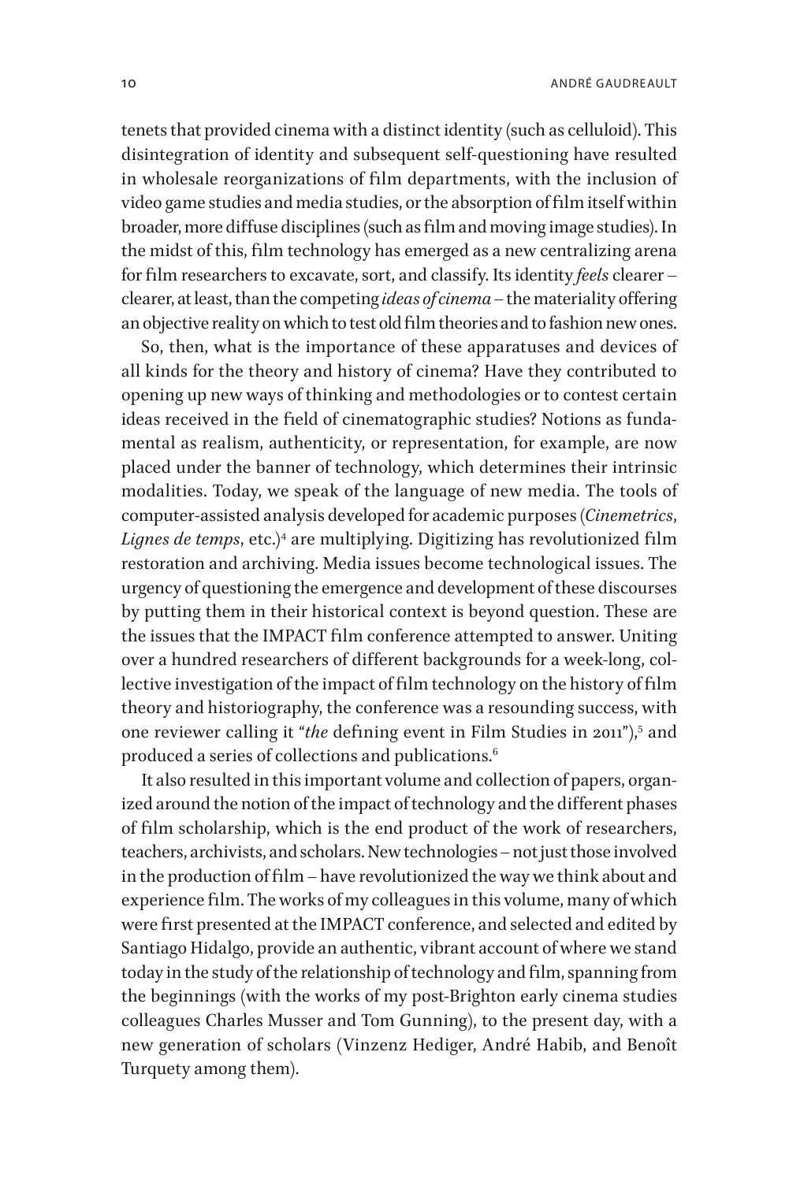tenets that provided cinema with a distinct identity (such as celluloid). This disintegration of identity and subsequent self-questioning have resulted in wholesale reorganizations of film departments, with the inclusion of video game studies and media studies, or the absorption of film itself within broader, more diffuse disciplines (such as film and moving image studies). In the midst of this, film technology has emerged as a new centralizing arena for film researchers to excavate, sort, and classify. Its identity *feels* clearer – clearer, at least, than the competing *ideas of cinema* – the materiality offering an objective reality on which to test old film theories and to fashion new ones.

So, then, what is the importance of these apparatuses and devices of all kinds for the theory and history of cinema? Have they contributed to opening up new ways of thinking and methodologies or to contest certain ideas received in the field of cinematographic studies? Notions as fundamental as realism, authenticity, or representation, for example, are now placed under the banner of technology, which determines their intrinsic modalities. Today, we speak of the language of new media. The tools of computer-assisted analysis developed for academic purposes (*Cinemetrics*, *Lignes de temps*, etc.)[4] are multiplying. Digitizing has revolutionized film restoration and archiving. Media issues become technological issues. The urgency of questioning the emergence and development of these discourses by putting them in their historical context is beyond question. These are the issues that the IMPACT film conference attempted to answer. Uniting over a hundred researchers of different backgrounds for a week-long, collective investigation of the impact of film technology on the history of film theory and historiography, the conference was a resounding success, with one reviewer calling it "*the* defining event in Film Studies in 2011"),[5] and produced a series of collections and publications.[6]

It also resulted in this important volume and collection of papers, organized around the notion of the impact of technology and the different phases of film scholarship, which is the end product of the work of researchers, teachers, archivists, and scholars. New technologies – not just those involved in the production of film – have revolutionized the way we think about and experience film. The works of my colleagues in this volume, many of which were first presented at the IMPACT conference, and selected and edited by Santiago Hidalgo, provide an authentic, vibrant account of where we stand today in the study of the relationship of technology and film, spanning from the beginnings (with the works of my post-Brighton early cinema studies colleagues Charles Musser and Tom Gunning), to the present day, with a new generation of scholars (Vinzenz Hediger, André Habib, and Benoît Turquety among them).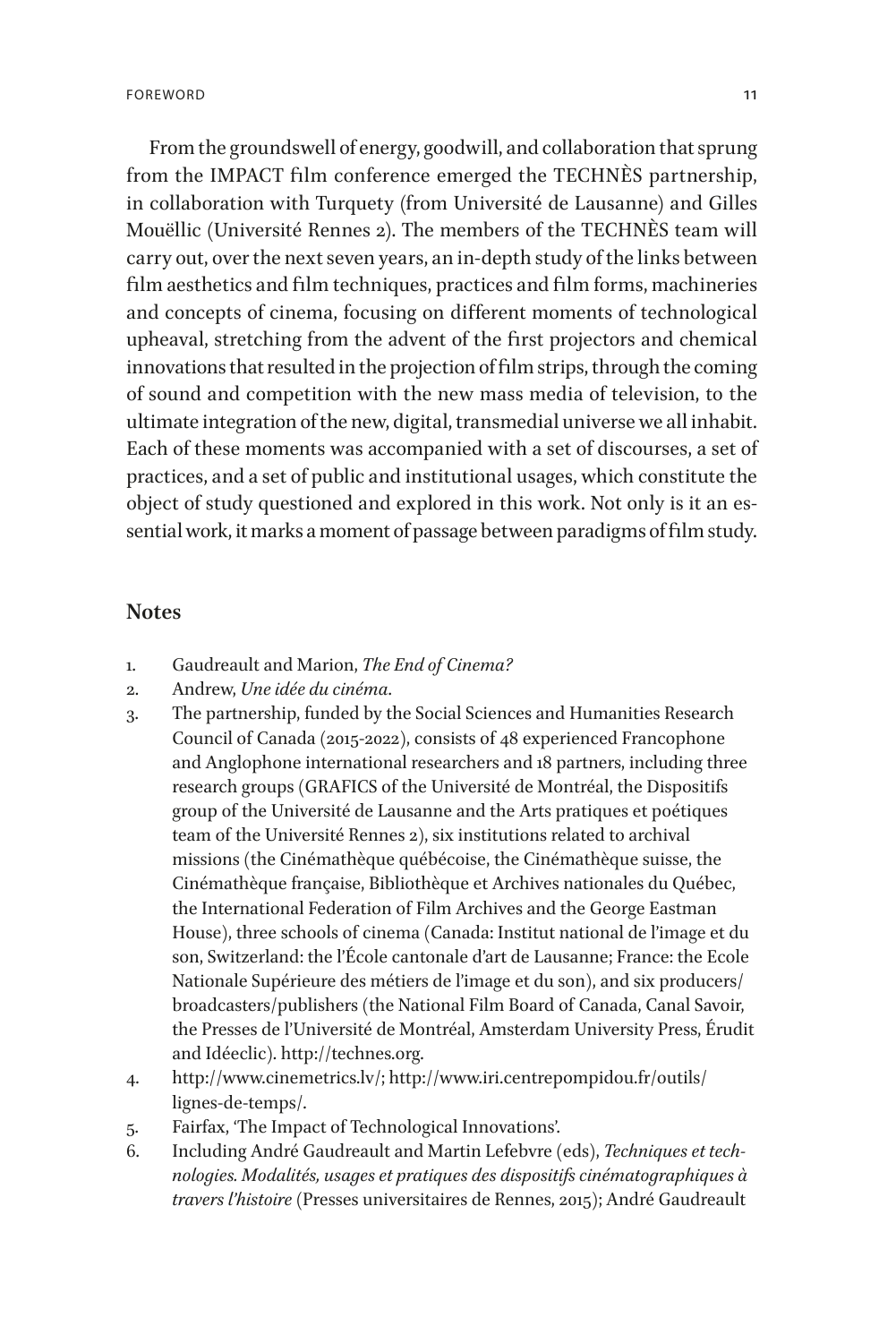From the groundswell of energy, goodwill, and collaboration that sprung from the IMPACT film conference emerged the TECHNÈS partnership, in collaboration with Turquety (from Université de Lausanne) and Gilles Mouëllic (Université Rennes 2). The members of the TECHNÈS team will carry out, over the next seven years, an in-depth study of the links between film aesthetics and film techniques, practices and film forms, machineries and concepts of cinema, focusing on different moments of technological upheaval, stretching from the advent of the first projectors and chemical innovations that resulted in the projection of film strips, through the coming of sound and competition with the new mass media of television, to the ultimate integration of the new, digital, transmedial universe we all inhabit. Each of these moments was accompanied with a set of discourses, a set of practices, and a set of public and institutional usages, which constitute the object of study questioned and explored in this work. Not only is it an essential work, it marks a moment of passage between paradigms of film study.

## Notes

1. Gaudreault and Marion, *The End of Cinema?*
2. Andrew, *Une idée du cinéma*.
3. The partnership, funded by the Social Sciences and Humanities Research Council of Canada (2015-2022), consists of 48 experienced Francophone and Anglophone international researchers and 18 partners, including three research groups (GRAFICS of the Université de Montréal, the Dispositifs group of the Université de Lausanne and the Arts pratiques et poétiques team of the Université Rennes 2), six institutions related to archival missions (the Cinémathèque québécoise, the Cinémathèque suisse, the Cinémathèque française, Bibliothèque et Archives nationales du Québec, the International Federation of Film Archives and the George Eastman House), three schools of cinema (Canada: Institut national de l'image et du son, Switzerland: the l'École cantonale d'art de Lausanne; France: the Ecole Nationale Supérieure des métiers de l'image et du son), and six producers/broadcasters/publishers (the National Film Board of Canada, Canal Savoir, the Presses de l'Université de Montréal, Amsterdam University Press, Érudit and Idéeclic). http://technes.org.
4. http://www.cinemetrics.lv/; http://www.iri.centrepompidou.fr/outils/lignes-de-temps/.
5. Fairfax, 'The Impact of Technological Innovations'.
6. Including André Gaudreault and Martin Lefebvre (eds), *Techniques et technologies. Modalités, usages et pratiques des dispositifs cinématographiques à travers l'histoire* (Presses universitaires de Rennes, 2015); André Gaudreault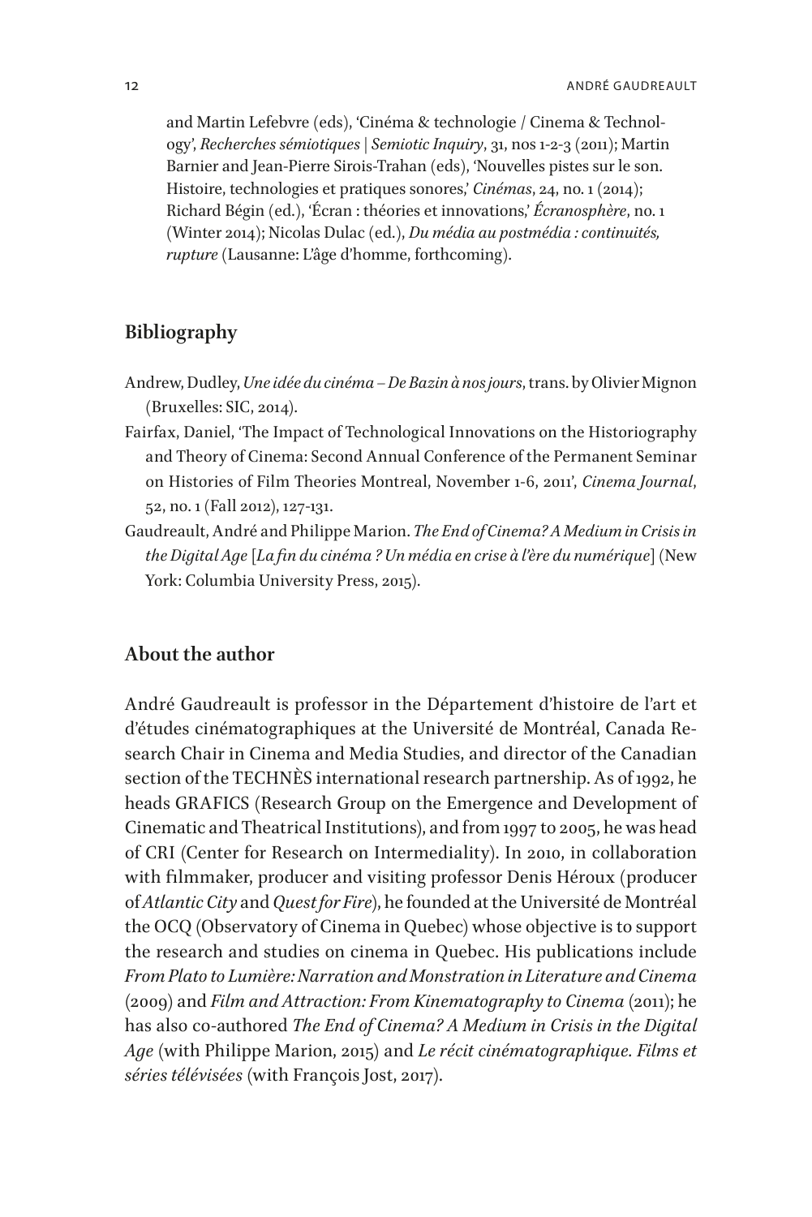and Martin Lefebvre (eds), 'Cinéma & technologie / Cinema & Technology', *Recherches sémiotiques | Semiotic Inquiry*, 31, nos 1-2-3 (2011); Martin Barnier and Jean-Pierre Sirois-Trahan (eds), 'Nouvelles pistes sur le son. Histoire, technologies et pratiques sonores,' *Cinémas*, 24, no. 1 (2014); Richard Bégin (ed.), 'Écran : théories et innovations,' *Écranosphère*, no. 1 (Winter 2014); Nicolas Dulac (ed.), *Du média au postmédia : continuités, rupture* (Lausanne: L'âge d'homme, forthcoming).

## Bibliography

Andrew, Dudley, *Une idée du cinéma – De Bazin à nos jours*, trans. by Olivier Mignon (Bruxelles: SIC, 2014).

Fairfax, Daniel, 'The Impact of Technological Innovations on the Historiography and Theory of Cinema: Second Annual Conference of the Permanent Seminar on Histories of Film Theories Montreal, November 1-6, 2011', *Cinema Journal*, 52, no. 1 (Fall 2012), 127-131.

Gaudreault, André and Philippe Marion. *The End of Cinema? A Medium in Crisis in the Digital Age* [*La fin du cinéma ? Un média en crise à l'ère du numérique*] (New York: Columbia University Press, 2015).

## About the author

André Gaudreault is professor in the Département d'histoire de l'art et d'études cinématographiques at the Université de Montréal, Canada Research Chair in Cinema and Media Studies, and director of the Canadian section of the TECHNÈS international research partnership. As of 1992, he heads GRAFICS (Research Group on the Emergence and Development of Cinematic and Theatrical Institutions), and from 1997 to 2005, he was head of CRI (Center for Research on Intermediality). In 2010, in collaboration with filmmaker, producer and visiting professor Denis Héroux (producer of *Atlantic City* and *Quest for Fire*), he founded at the Université de Montréal the OCQ (Observatory of Cinema in Quebec) whose objective is to support the research and studies on cinema in Quebec. His publications include *From Plato to Lumière: Narration and Monstration in Literature and Cinema* (2009) and *Film and Attraction: From Kinematography to Cinema* (2011); he has also co-authored *The End of Cinema? A Medium in Crisis in the Digital Age* (with Philippe Marion, 2015) and *Le récit cinématographique. Films et séries télévisées* (with François Jost, 2017).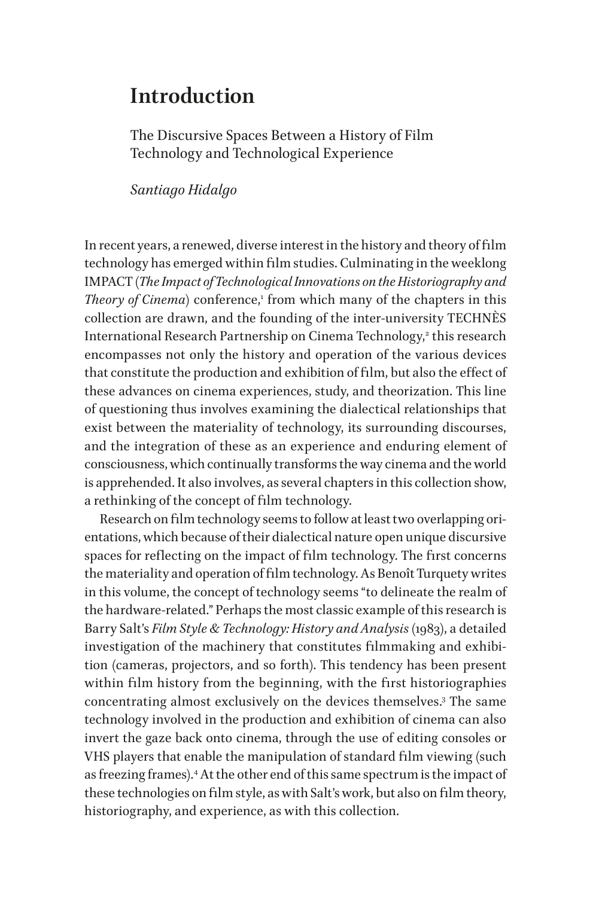# Introduction

The Discursive Spaces Between a History of Film Technology and Technological Experience

*Santiago Hidalgo*

In recent years, a renewed, diverse interest in the history and theory of film technology has emerged within film studies. Culminating in the weeklong IMPACT (*The Impact of Technological Innovations on the Historiography and Theory of Cinema*) conference,[1] from which many of the chapters in this collection are drawn, and the founding of the inter-university TECHNÈS International Research Partnership on Cinema Technology,[2] this research encompasses not only the history and operation of the various devices that constitute the production and exhibition of film, but also the effect of these advances on cinema experiences, study, and theorization. This line of questioning thus involves examining the dialectical relationships that exist between the materiality of technology, its surrounding discourses, and the integration of these as an experience and enduring element of consciousness, which continually transforms the way cinema and the world is apprehended. It also involves, as several chapters in this collection show, a rethinking of the concept of film technology.

Research on film technology seems to follow at least two overlapping orientations, which because of their dialectical nature open unique discursive spaces for reflecting on the impact of film technology. The first concerns the materiality and operation of film technology. As Benoît Turquety writes in this volume, the concept of technology seems "to delineate the realm of the hardware-related." Perhaps the most classic example of this research is Barry Salt's *Film Style & Technology: History and Analysis* (1983), a detailed investigation of the machinery that constitutes filmmaking and exhibition (cameras, projectors, and so forth). This tendency has been present within film history from the beginning, with the first historiographies concentrating almost exclusively on the devices themselves.[3] The same technology involved in the production and exhibition of cinema can also invert the gaze back onto cinema, through the use of editing consoles or VHS players that enable the manipulation of standard film viewing (such as freezing frames).[4] At the other end of this same spectrum is the impact of these technologies on film style, as with Salt's work, but also on film theory, historiography, and experience, as with this collection.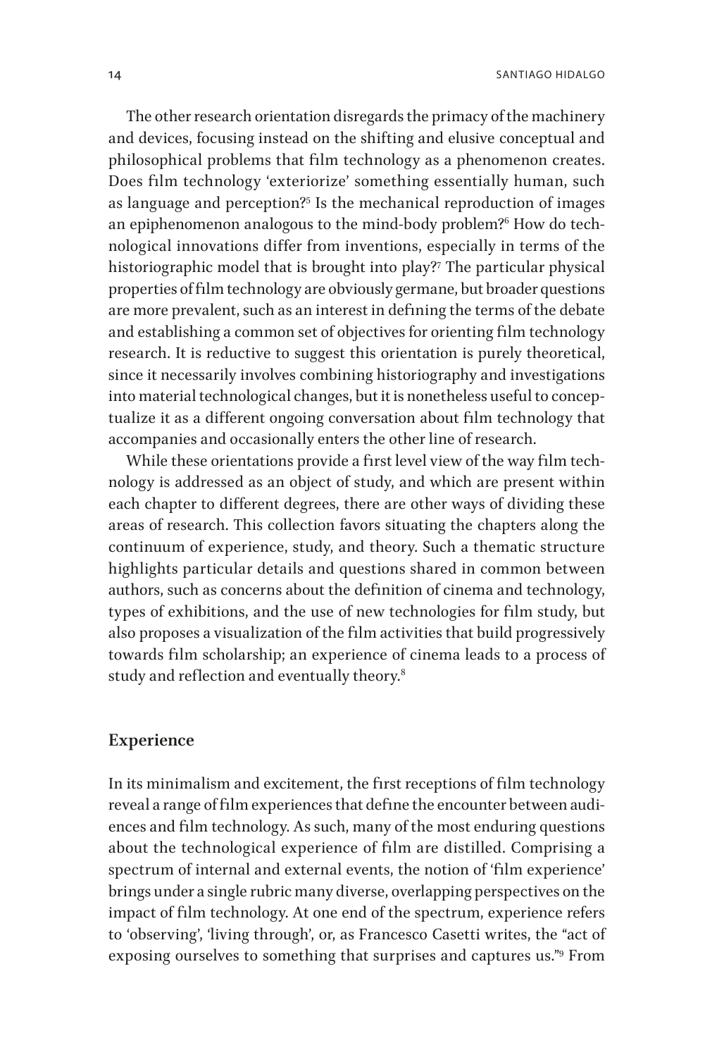The other research orientation disregards the primacy of the machinery and devices, focusing instead on the shifting and elusive conceptual and philosophical problems that film technology as a phenomenon creates. Does film technology 'exteriorize' something essentially human, such as language and perception?[5] Is the mechanical reproduction of images an epiphenomenon analogous to the mind-body problem?[6] How do technological innovations differ from inventions, especially in terms of the historiographic model that is brought into play?[7] The particular physical properties of film technology are obviously germane, but broader questions are more prevalent, such as an interest in defining the terms of the debate and establishing a common set of objectives for orienting film technology research. It is reductive to suggest this orientation is purely theoretical, since it necessarily involves combining historiography and investigations into material technological changes, but it is nonetheless useful to conceptualize it as a different ongoing conversation about film technology that accompanies and occasionally enters the other line of research.

While these orientations provide a first level view of the way film technology is addressed as an object of study, and which are present within each chapter to different degrees, there are other ways of dividing these areas of research. This collection favors situating the chapters along the continuum of experience, study, and theory. Such a thematic structure highlights particular details and questions shared in common between authors, such as concerns about the definition of cinema and technology, types of exhibitions, and the use of new technologies for film study, but also proposes a visualization of the film activities that build progressively towards film scholarship; an experience of cinema leads to a process of study and reflection and eventually theory.[8]

## Experience

In its minimalism and excitement, the first receptions of film technology reveal a range of film experiences that define the encounter between audiences and film technology. As such, many of the most enduring questions about the technological experience of film are distilled. Comprising a spectrum of internal and external events, the notion of 'film experience' brings under a single rubric many diverse, overlapping perspectives on the impact of film technology. At one end of the spectrum, experience refers to 'observing', 'living through', or, as Francesco Casetti writes, the "act of exposing ourselves to something that surprises and captures us."[9] From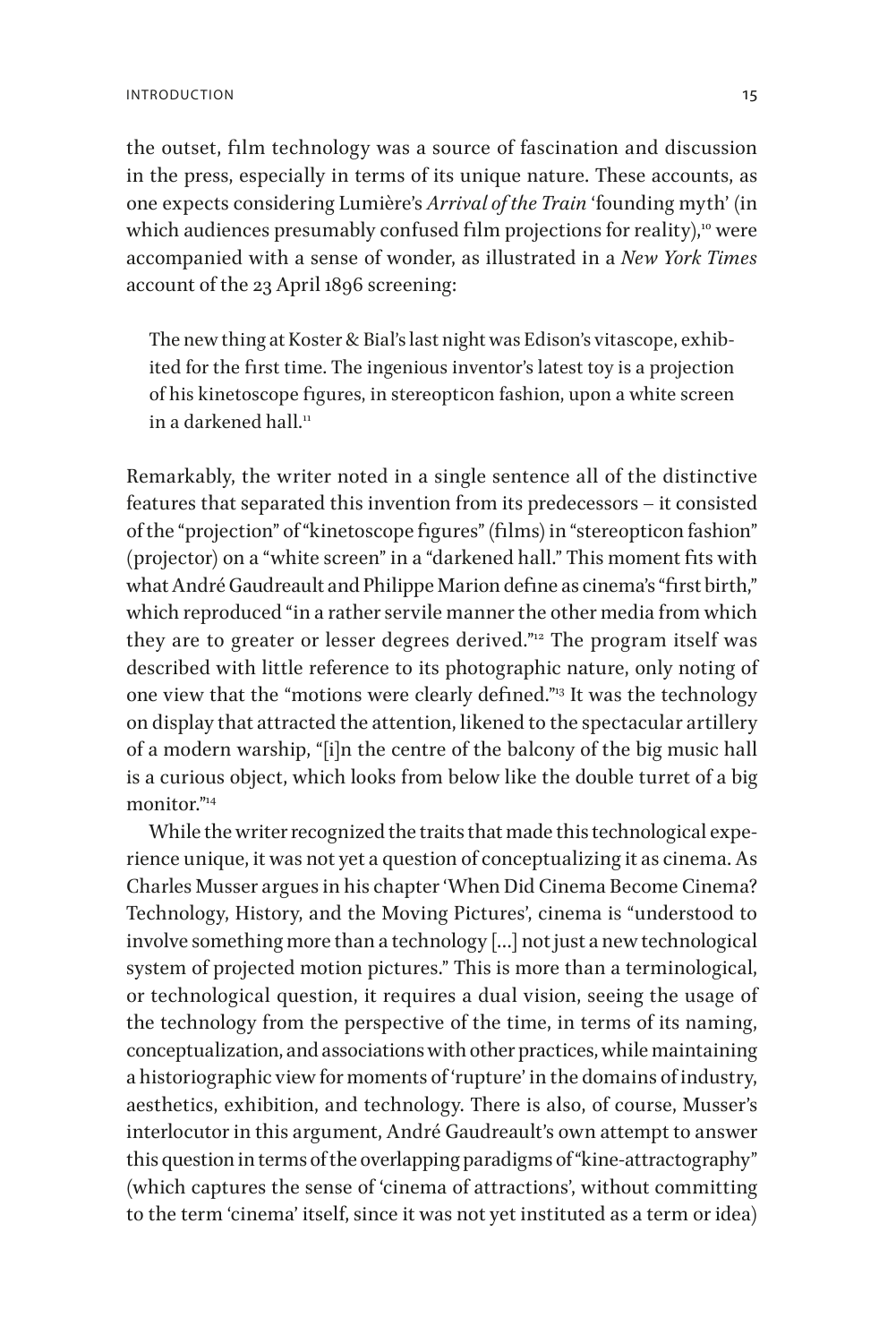the outset, film technology was a source of fascination and discussion in the press, especially in terms of its unique nature. These accounts, as one expects considering Lumière's *Arrival of the Train* 'founding myth' (in which audiences presumably confused film projections for reality),[10] were accompanied with a sense of wonder, as illustrated in a *New York Times* account of the 23 April 1896 screening:

> The new thing at Koster & Bial's last night was Edison's vitascope, exhibited for the first time. The ingenious inventor's latest toy is a projection of his kinetoscope figures, in stereopticon fashion, upon a white screen in a darkened hall.[11]

Remarkably, the writer noted in a single sentence all of the distinctive features that separated this invention from its predecessors – it consisted of the "projection" of "kinetoscope figures" (films) in "stereopticon fashion" (projector) on a "white screen" in a "darkened hall." This moment fits with what André Gaudreault and Philippe Marion define as cinema's "first birth," which reproduced "in a rather servile manner the other media from which they are to greater or lesser degrees derived."[12] The program itself was described with little reference to its photographic nature, only noting of one view that the "motions were clearly defined."[13] It was the technology on display that attracted the attention, likened to the spectacular artillery of a modern warship, "[i]n the centre of the balcony of the big music hall is a curious object, which looks from below like the double turret of a big monitor."[14]

While the writer recognized the traits that made this technological experience unique, it was not yet a question of conceptualizing it as cinema. As Charles Musser argues in his chapter 'When Did Cinema Become Cinema? Technology, History, and the Moving Pictures', cinema is "understood to involve something more than a technology [...] not just a new technological system of projected motion pictures." This is more than a terminological, or technological question, it requires a dual vision, seeing the usage of the technology from the perspective of the time, in terms of its naming, conceptualization, and associations with other practices, while maintaining a historiographic view for moments of 'rupture' in the domains of industry, aesthetics, exhibition, and technology. There is also, of course, Musser's interlocutor in this argument, André Gaudreault's own attempt to answer this question in terms of the overlapping paradigms of "kine-attractography" (which captures the sense of 'cinema of attractions', without committing to the term 'cinema' itself, since it was not yet instituted as a term or idea)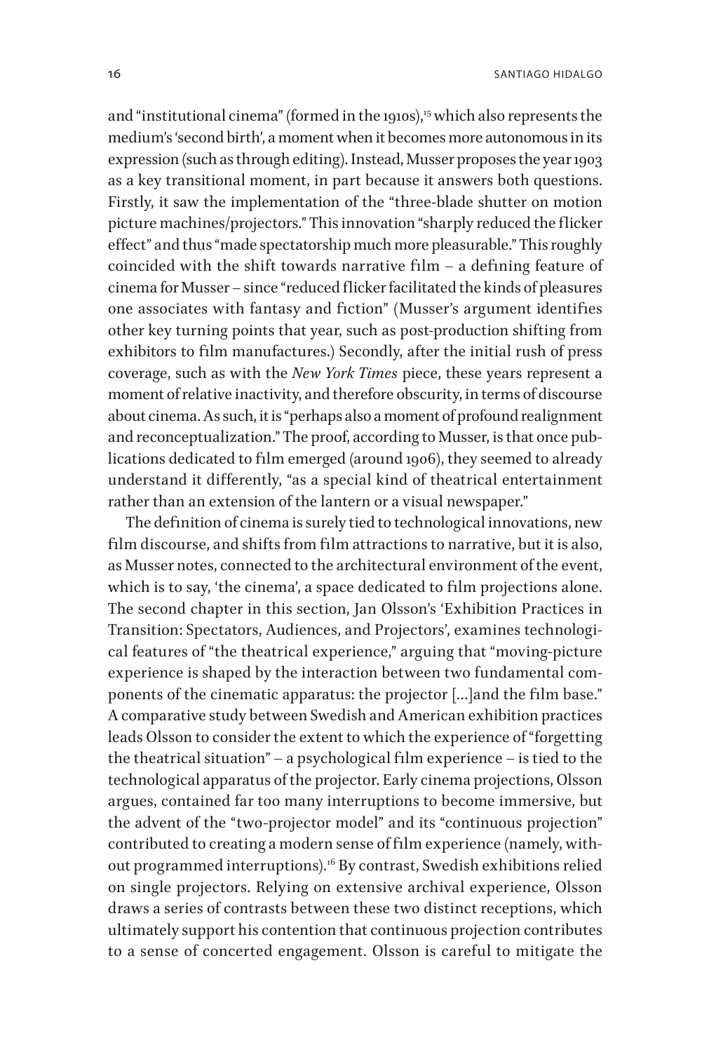and "institutional cinema" (formed in the 1910s),[15] which also represents the medium's 'second birth', a moment when it becomes more autonomous in its expression (such as through editing). Instead, Musser proposes the year 1903 as a key transitional moment, in part because it answers both questions. Firstly, it saw the implementation of the "three-blade shutter on motion picture machines/projectors." This innovation "sharply reduced the flicker effect" and thus "made spectatorship much more pleasurable." This roughly coincided with the shift towards narrative film – a defining feature of cinema for Musser – since "reduced flicker facilitated the kinds of pleasures one associates with fantasy and fiction" (Musser's argument identifies other key turning points that year, such as post-production shifting from exhibitors to film manufactures.) Secondly, after the initial rush of press coverage, such as with the *New York Times* piece, these years represent a moment of relative inactivity, and therefore obscurity, in terms of discourse about cinema. As such, it is "perhaps also a moment of profound realignment and reconceptualization." The proof, according to Musser, is that once publications dedicated to film emerged (around 1906), they seemed to already understand it differently, "as a special kind of theatrical entertainment rather than an extension of the lantern or a visual newspaper."

The definition of cinema is surely tied to technological innovations, new film discourse, and shifts from film attractions to narrative, but it is also, as Musser notes, connected to the architectural environment of the event, which is to say, 'the cinema', a space dedicated to film projections alone. The second chapter in this section, Jan Olsson's 'Exhibition Practices in Transition: Spectators, Audiences, and Projectors', examines technological features of "the theatrical experience," arguing that "moving-picture experience is shaped by the interaction between two fundamental components of the cinematic apparatus: the projector [...]and the film base." A comparative study between Swedish and American exhibition practices leads Olsson to consider the extent to which the experience of "forgetting the theatrical situation" – a psychological film experience – is tied to the technological apparatus of the projector. Early cinema projections, Olsson argues, contained far too many interruptions to become immersive, but the advent of the "two-projector model" and its "continuous projection" contributed to creating a modern sense of film experience (namely, without programmed interruptions).[16] By contrast, Swedish exhibitions relied on single projectors. Relying on extensive archival experience, Olsson draws a series of contrasts between these two distinct receptions, which ultimately support his contention that continuous projection contributes to a sense of concerted engagement. Olsson is careful to mitigate the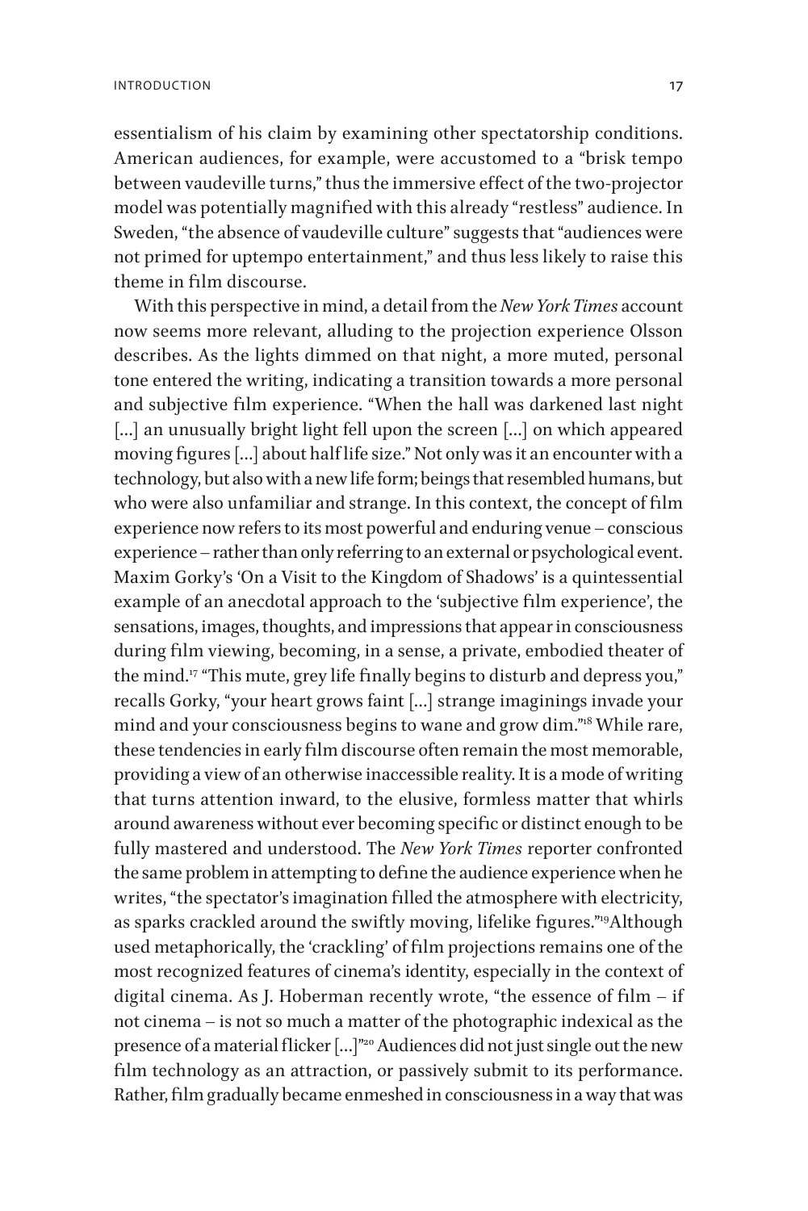essentialism of his claim by examining other spectatorship conditions. American audiences, for example, were accustomed to a "brisk tempo between vaudeville turns," thus the immersive effect of the two-projector model was potentially magnified with this already "restless" audience. In Sweden, "the absence of vaudeville culture" suggests that "audiences were not primed for uptempo entertainment," and thus less likely to raise this theme in film discourse.

With this perspective in mind, a detail from the *New York Times* account now seems more relevant, alluding to the projection experience Olsson describes. As the lights dimmed on that night, a more muted, personal tone entered the writing, indicating a transition towards a more personal and subjective film experience. "When the hall was darkened last night [...] an unusually bright light fell upon the screen [...] on which appeared moving figures [...] about half life size." Not only was it an encounter with a technology, but also with a new life form; beings that resembled humans, but who were also unfamiliar and strange. In this context, the concept of film experience now refers to its most powerful and enduring venue – conscious experience – rather than only referring to an external or psychological event. Maxim Gorky's 'On a Visit to the Kingdom of Shadows' is a quintessential example of an anecdotal approach to the 'subjective film experience', the sensations, images, thoughts, and impressions that appear in consciousness during film viewing, becoming, in a sense, a private, embodied theater of the mind.[17] "This mute, grey life finally begins to disturb and depress you," recalls Gorky, "your heart grows faint [...] strange imaginings invade your mind and your consciousness begins to wane and grow dim."[18] While rare, these tendencies in early film discourse often remain the most memorable, providing a view of an otherwise inaccessible reality. It is a mode of writing that turns attention inward, to the elusive, formless matter that whirls around awareness without ever becoming specific or distinct enough to be fully mastered and understood. The *New York Times* reporter confronted the same problem in attempting to define the audience experience when he writes, "the spectator's imagination filled the atmosphere with electricity, as sparks crackled around the swiftly moving, lifelike figures."[19]Although used metaphorically, the 'crackling' of film projections remains one of the most recognized features of cinema's identity, especially in the context of digital cinema. As J. Hoberman recently wrote, "the essence of film – if not cinema – is not so much a matter of the photographic indexical as the presence of a material flicker [...]"[20] Audiences did not just single out the new film technology as an attraction, or passively submit to its performance. Rather, film gradually became enmeshed in consciousness in a way that was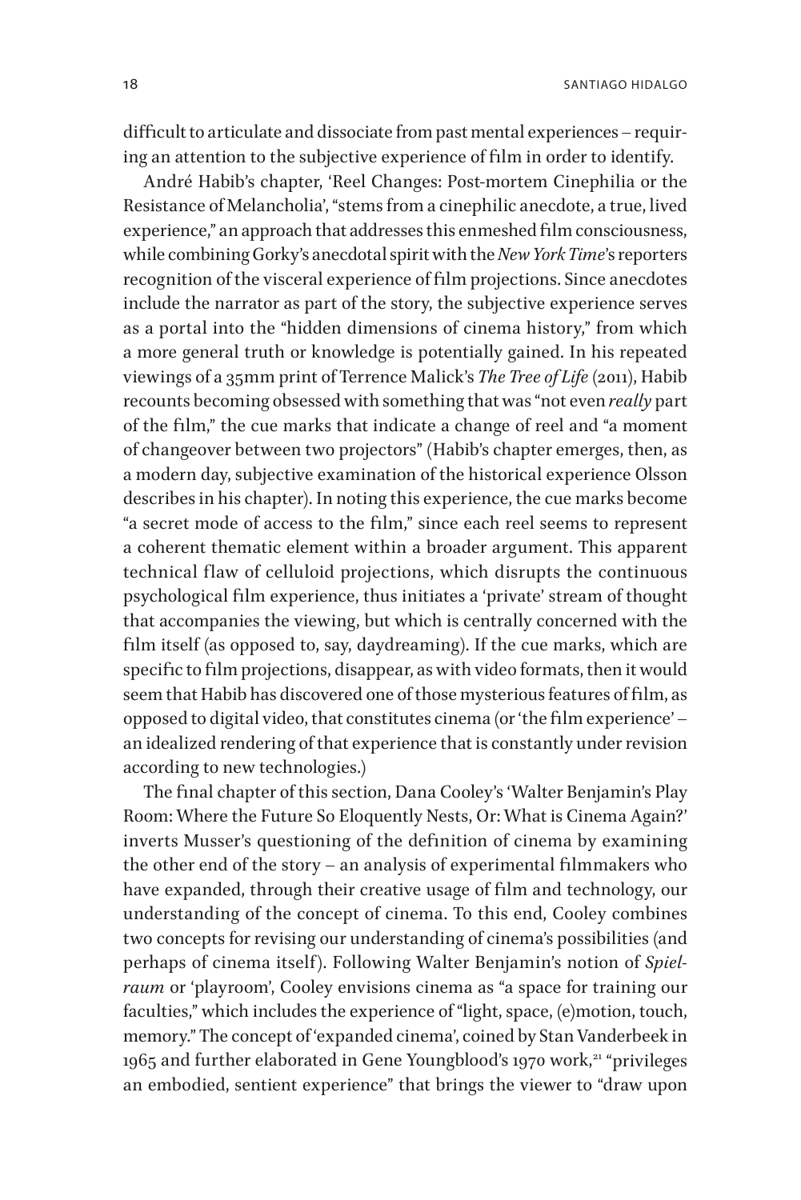difficult to articulate and dissociate from past mental experiences – requiring an attention to the subjective experience of film in order to identify.

André Habib's chapter, 'Reel Changes: Post-mortem Cinephilia or the Resistance of Melancholia', "stems from a cinephilic anecdote, a true, lived experience," an approach that addresses this enmeshed film consciousness, while combining Gorky's anecdotal spirit with the *New York Time*'s reporters recognition of the visceral experience of film projections. Since anecdotes include the narrator as part of the story, the subjective experience serves as a portal into the "hidden dimensions of cinema history," from which a more general truth or knowledge is potentially gained. In his repeated viewings of a 35mm print of Terrence Malick's *The Tree of Life* (2011), Habib recounts becoming obsessed with something that was "not even *really* part of the film," the cue marks that indicate a change of reel and "a moment of changeover between two projectors" (Habib's chapter emerges, then, as a modern day, subjective examination of the historical experience Olsson describes in his chapter). In noting this experience, the cue marks become "a secret mode of access to the film," since each reel seems to represent a coherent thematic element within a broader argument. This apparent technical flaw of celluloid projections, which disrupts the continuous psychological film experience, thus initiates a 'private' stream of thought that accompanies the viewing, but which is centrally concerned with the film itself (as opposed to, say, daydreaming). If the cue marks, which are specific to film projections, disappear, as with video formats, then it would seem that Habib has discovered one of those mysterious features of film, as opposed to digital video, that constitutes cinema (or 'the film experience' – an idealized rendering of that experience that is constantly under revision according to new technologies.)

The final chapter of this section, Dana Cooley's 'Walter Benjamin's Play Room: Where the Future So Eloquently Nests, Or: What is Cinema Again?' inverts Musser's questioning of the definition of cinema by examining the other end of the story – an analysis of experimental filmmakers who have expanded, through their creative usage of film and technology, our understanding of the concept of cinema. To this end, Cooley combines two concepts for revising our understanding of cinema's possibilities (and perhaps of cinema itself). Following Walter Benjamin's notion of *Spielraum* or 'playroom', Cooley envisions cinema as "a space for training our faculties," which includes the experience of "light, space, (e)motion, touch, memory." The concept of 'expanded cinema', coined by Stan Vanderbeek in 1965 and further elaborated in Gene Youngblood's 1970 work,[21] "privileges an embodied, sentient experience" that brings the viewer to "draw upon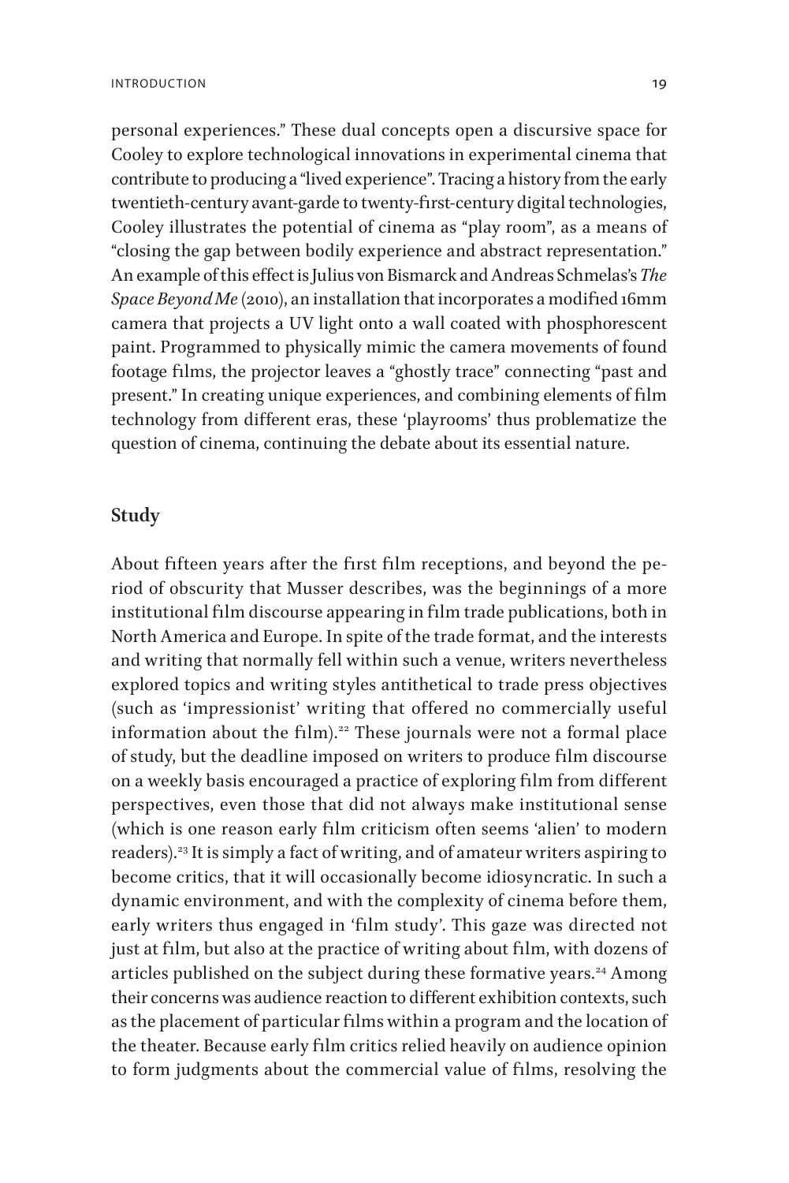personal experiences." These dual concepts open a discursive space for Cooley to explore technological innovations in experimental cinema that contribute to producing a "lived experience". Tracing a history from the early twentieth-century avant-garde to twenty-first-century digital technologies, Cooley illustrates the potential of cinema as "play room", as a means of "closing the gap between bodily experience and abstract representation." An example of this effect is Julius von Bismarck and Andreas Schmelas's *The Space Beyond Me* (2010), an installation that incorporates a modified 16mm camera that projects a UV light onto a wall coated with phosphorescent paint. Programmed to physically mimic the camera movements of found footage films, the projector leaves a "ghostly trace" connecting "past and present." In creating unique experiences, and combining elements of film technology from different eras, these 'playrooms' thus problematize the question of cinema, continuing the debate about its essential nature.

## Study

About fifteen years after the first film receptions, and beyond the period of obscurity that Musser describes, was the beginnings of a more institutional film discourse appearing in film trade publications, both in North America and Europe. In spite of the trade format, and the interests and writing that normally fell within such a venue, writers nevertheless explored topics and writing styles antithetical to trade press objectives (such as 'impressionist' writing that offered no commercially useful information about the film).[22] These journals were not a formal place of study, but the deadline imposed on writers to produce film discourse on a weekly basis encouraged a practice of exploring film from different perspectives, even those that did not always make institutional sense (which is one reason early film criticism often seems 'alien' to modern readers).[23] It is simply a fact of writing, and of amateur writers aspiring to become critics, that it will occasionally become idiosyncratic. In such a dynamic environment, and with the complexity of cinema before them, early writers thus engaged in 'film study'. This gaze was directed not just at film, but also at the practice of writing about film, with dozens of articles published on the subject during these formative years.[24] Among their concerns was audience reaction to different exhibition contexts, such as the placement of particular films within a program and the location of the theater. Because early film critics relied heavily on audience opinion to form judgments about the commercial value of films, resolving the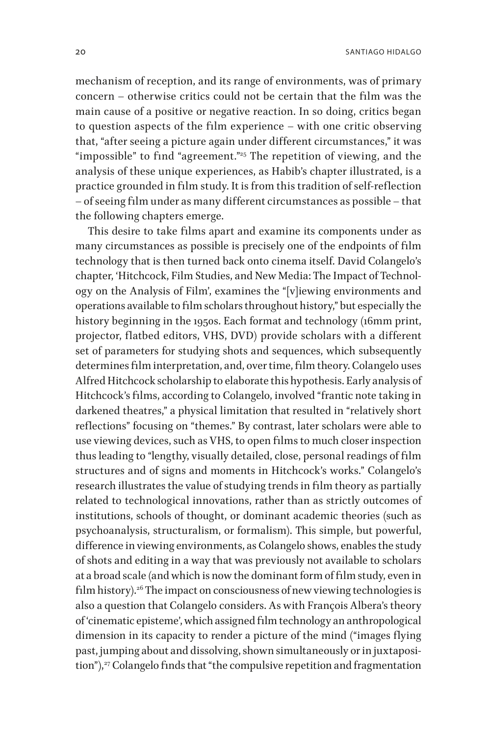mechanism of reception, and its range of environments, was of primary concern – otherwise critics could not be certain that the film was the main cause of a positive or negative reaction. In so doing, critics began to question aspects of the film experience – with one critic observing that, "after seeing a picture again under different circumstances," it was "impossible" to find "agreement."[25] The repetition of viewing, and the analysis of these unique experiences, as Habib's chapter illustrated, is a practice grounded in film study. It is from this tradition of self-reflection – of seeing film under as many different circumstances as possible – that the following chapters emerge.

This desire to take films apart and examine its components under as many circumstances as possible is precisely one of the endpoints of film technology that is then turned back onto cinema itself. David Colangelo's chapter, 'Hitchcock, Film Studies, and New Media: The Impact of Technology on the Analysis of Film', examines the "[v]iewing environments and operations available to film scholars throughout history," but especially the history beginning in the 1950s. Each format and technology (16mm print, projector, flatbed editors, VHS, DVD) provide scholars with a different set of parameters for studying shots and sequences, which subsequently determines film interpretation, and, over time, film theory. Colangelo uses Alfred Hitchcock scholarship to elaborate this hypothesis. Early analysis of Hitchcock's films, according to Colangelo, involved "frantic note taking in darkened theatres," a physical limitation that resulted in "relatively short reflections" focusing on "themes." By contrast, later scholars were able to use viewing devices, such as VHS, to open films to much closer inspection thus leading to "lengthy, visually detailed, close, personal readings of film structures and of signs and moments in Hitchcock's works." Colangelo's research illustrates the value of studying trends in film theory as partially related to technological innovations, rather than as strictly outcomes of institutions, schools of thought, or dominant academic theories (such as psychoanalysis, structuralism, or formalism). This simple, but powerful, difference in viewing environments, as Colangelo shows, enables the study of shots and editing in a way that was previously not available to scholars at a broad scale (and which is now the dominant form of film study, even in film history).[26] The impact on consciousness of new viewing technologies is also a question that Colangelo considers. As with François Albera's theory of 'cinematic episteme', which assigned film technology an anthropological dimension in its capacity to render a picture of the mind ("images flying past, jumping about and dissolving, shown simultaneously or in juxtaposition"),[27] Colangelo finds that "the compulsive repetition and fragmentation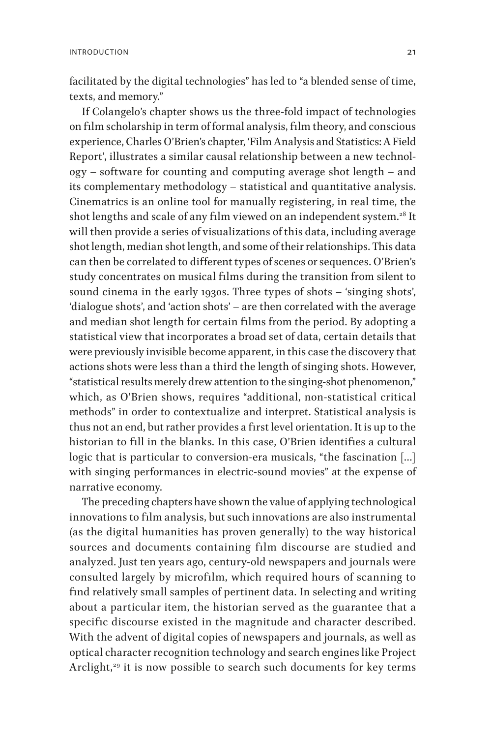facilitated by the digital technologies" has led to "a blended sense of time, texts, and memory."

If Colangelo's chapter shows us the three-fold impact of technologies on film scholarship in term of formal analysis, film theory, and conscious experience, Charles O'Brien's chapter, 'Film Analysis and Statistics: A Field Report', illustrates a similar causal relationship between a new technology – software for counting and computing average shot length – and its complementary methodology – statistical and quantitative analysis. Cinematrics is an online tool for manually registering, in real time, the shot lengths and scale of any film viewed on an independent system.[28] It will then provide a series of visualizations of this data, including average shot length, median shot length, and some of their relationships. This data can then be correlated to different types of scenes or sequences. O'Brien's study concentrates on musical films during the transition from silent to sound cinema in the early 1930s. Three types of shots – 'singing shots', 'dialogue shots', and 'action shots' – are then correlated with the average and median shot length for certain films from the period. By adopting a statistical view that incorporates a broad set of data, certain details that were previously invisible become apparent, in this case the discovery that actions shots were less than a third the length of singing shots. However, "statistical results merely drew attention to the singing-shot phenomenon," which, as O'Brien shows, requires "additional, non-statistical critical methods" in order to contextualize and interpret. Statistical analysis is thus not an end, but rather provides a first level orientation. It is up to the historian to fill in the blanks. In this case, O'Brien identifies a cultural logic that is particular to conversion-era musicals, "the fascination [...] with singing performances in electric-sound movies" at the expense of narrative economy.

The preceding chapters have shown the value of applying technological innovations to film analysis, but such innovations are also instrumental (as the digital humanities has proven generally) to the way historical sources and documents containing film discourse are studied and analyzed. Just ten years ago, century-old newspapers and journals were consulted largely by microfilm, which required hours of scanning to find relatively small samples of pertinent data. In selecting and writing about a particular item, the historian served as the guarantee that a specific discourse existed in the magnitude and character described. With the advent of digital copies of newspapers and journals, as well as optical character recognition technology and search engines like Project Arclight,[29] it is now possible to search such documents for key terms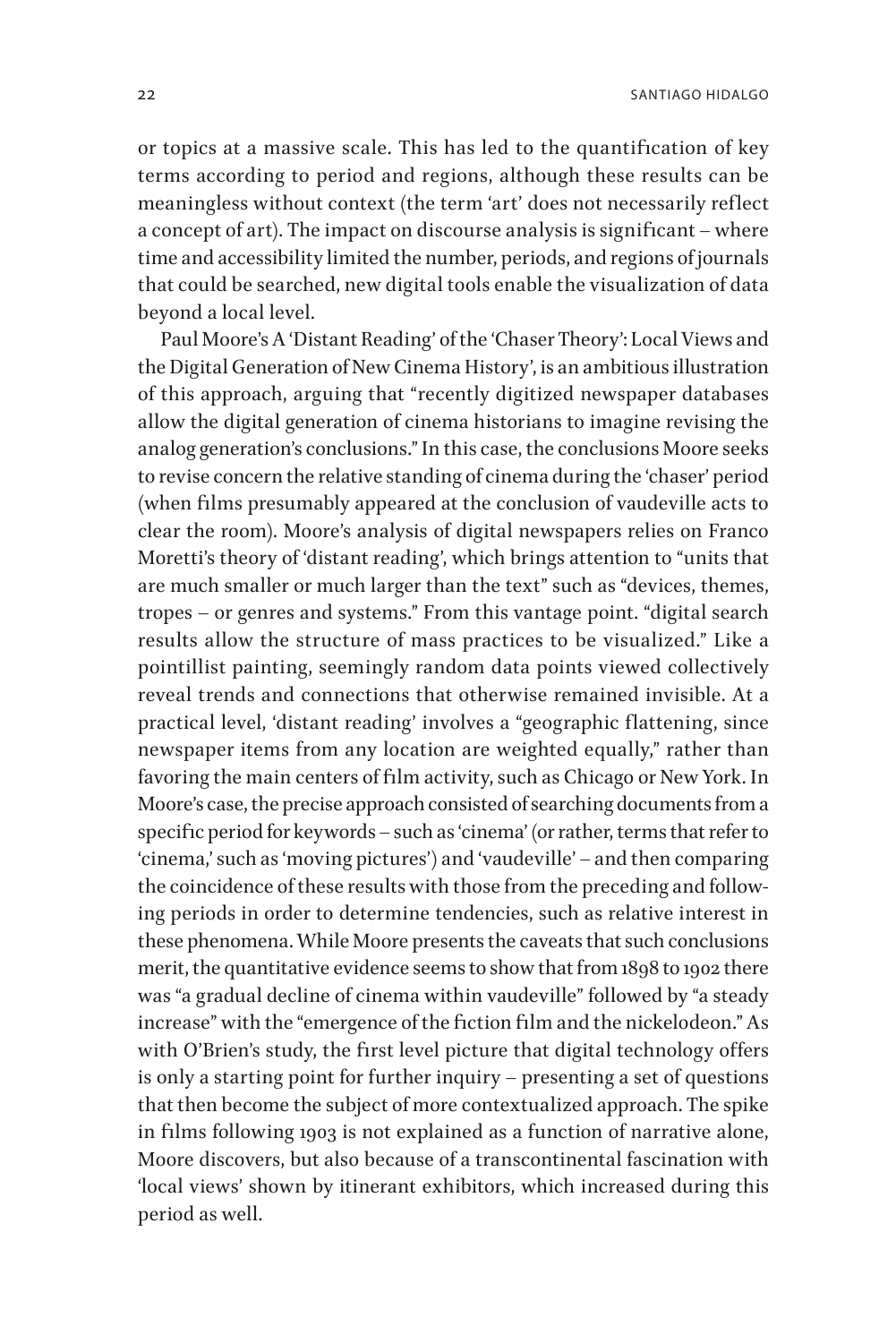or topics at a massive scale. This has led to the quantification of key terms according to period and regions, although these results can be meaningless without context (the term 'art' does not necessarily reflect a concept of art). The impact on discourse analysis is significant – where time and accessibility limited the number, periods, and regions of journals that could be searched, new digital tools enable the visualization of data beyond a local level.

Paul Moore's A 'Distant Reading' of the 'Chaser Theory': Local Views and the Digital Generation of New Cinema History', is an ambitious illustration of this approach, arguing that "recently digitized newspaper databases allow the digital generation of cinema historians to imagine revising the analog generation's conclusions." In this case, the conclusions Moore seeks to revise concern the relative standing of cinema during the 'chaser' period (when films presumably appeared at the conclusion of vaudeville acts to clear the room). Moore's analysis of digital newspapers relies on Franco Moretti's theory of 'distant reading', which brings attention to "units that are much smaller or much larger than the text" such as "devices, themes, tropes – or genres and systems." From this vantage point. "digital search results allow the structure of mass practices to be visualized." Like a pointillist painting, seemingly random data points viewed collectively reveal trends and connections that otherwise remained invisible. At a practical level, 'distant reading' involves a "geographic flattening, since newspaper items from any location are weighted equally," rather than favoring the main centers of film activity, such as Chicago or New York. In Moore's case, the precise approach consisted of searching documents from a specific period for keywords – such as 'cinema' (or rather, terms that refer to 'cinema,' such as 'moving pictures') and 'vaudeville' – and then comparing the coincidence of these results with those from the preceding and following periods in order to determine tendencies, such as relative interest in these phenomena. While Moore presents the caveats that such conclusions merit, the quantitative evidence seems to show that from 1898 to 1902 there was "a gradual decline of cinema within vaudeville" followed by "a steady increase" with the "emergence of the fiction film and the nickelodeon." As with O'Brien's study, the first level picture that digital technology offers is only a starting point for further inquiry – presenting a set of questions that then become the subject of more contextualized approach. The spike in films following 1903 is not explained as a function of narrative alone, Moore discovers, but also because of a transcontinental fascination with 'local views' shown by itinerant exhibitors, which increased during this period as well.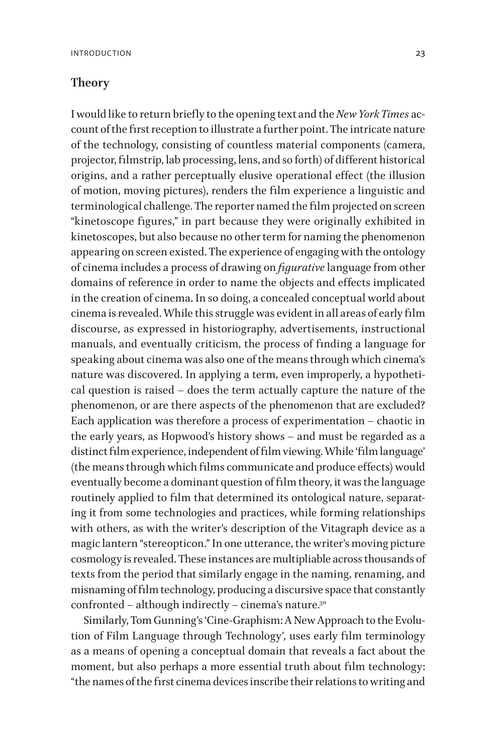## Theory

I would like to return briefly to the opening text and the *New York Times* account of the first reception to illustrate a further point. The intricate nature of the technology, consisting of countless material components (camera, projector, filmstrip, lab processing, lens, and so forth) of different historical origins, and a rather perceptually elusive operational effect (the illusion of motion, moving pictures), renders the film experience a linguistic and terminological challenge. The reporter named the film projected on screen "kinetoscope figures," in part because they were originally exhibited in kinetoscopes, but also because no other term for naming the phenomenon appearing on screen existed. The experience of engaging with the ontology of cinema includes a process of drawing on *figurative* language from other domains of reference in order to name the objects and effects implicated in the creation of cinema. In so doing, a concealed conceptual world about cinema is revealed. While this struggle was evident in all areas of early film discourse, as expressed in historiography, advertisements, instructional manuals, and eventually criticism, the process of finding a language for speaking about cinema was also one of the means through which cinema's nature was discovered. In applying a term, even improperly, a hypothetical question is raised – does the term actually capture the nature of the phenomenon, or are there aspects of the phenomenon that are excluded? Each application was therefore a process of experimentation – chaotic in the early years, as Hopwood's history shows – and must be regarded as a distinct film experience, independent of film viewing. While 'film language' (the means through which films communicate and produce effects) would eventually become a dominant question of film theory, it was the language routinely applied to film that determined its ontological nature, separating it from some technologies and practices, while forming relationships with others, as with the writer's description of the Vitagraph device as a magic lantern "stereopticon." In one utterance, the writer's moving picture cosmology is revealed. These instances are multipliable across thousands of texts from the period that similarly engage in the naming, renaming, and misnaming of film technology, producing a discursive space that constantly confronted – although indirectly – cinema's nature.[30]

Similarly, Tom Gunning's 'Cine-Graphism: A New Approach to the Evolution of Film Language through Technology', uses early film terminology as a means of opening a conceptual domain that reveals a fact about the moment, but also perhaps a more essential truth about film technology: "the names of the first cinema devices inscribe their relations to writing and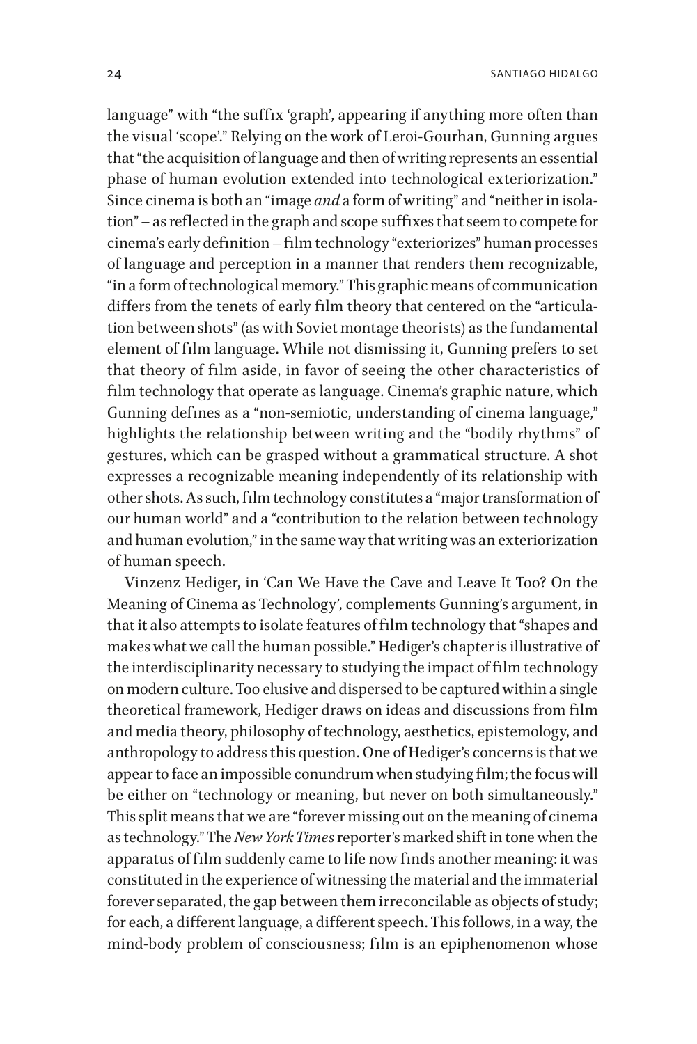language" with "the suffix 'graph', appearing if anything more often than the visual 'scope'." Relying on the work of Leroi-Gourhan, Gunning argues that "the acquisition of language and then of writing represents an essential phase of human evolution extended into technological exteriorization." Since cinema is both an "image *and* a form of writing" and "neither in isolation" – as reflected in the graph and scope suffixes that seem to compete for cinema's early definition – film technology "exteriorizes" human processes of language and perception in a manner that renders them recognizable, "in a form of technological memory." This graphic means of communication differs from the tenets of early film theory that centered on the "articulation between shots" (as with Soviet montage theorists) as the fundamental element of film language. While not dismissing it, Gunning prefers to set that theory of film aside, in favor of seeing the other characteristics of film technology that operate as language. Cinema's graphic nature, which Gunning defines as a "non-semiotic, understanding of cinema language," highlights the relationship between writing and the "bodily rhythms" of gestures, which can be grasped without a grammatical structure. A shot expresses a recognizable meaning independently of its relationship with other shots. As such, film technology constitutes a "major transformation of our human world" and a "contribution to the relation between technology and human evolution," in the same way that writing was an exteriorization of human speech.

Vinzenz Hediger, in 'Can We Have the Cave and Leave It Too? On the Meaning of Cinema as Technology', complements Gunning's argument, in that it also attempts to isolate features of film technology that "shapes and makes what we call the human possible." Hediger's chapter is illustrative of the interdisciplinarity necessary to studying the impact of film technology on modern culture. Too elusive and dispersed to be captured within a single theoretical framework, Hediger draws on ideas and discussions from film and media theory, philosophy of technology, aesthetics, epistemology, and anthropology to address this question. One of Hediger's concerns is that we appear to face an impossible conundrum when studying film; the focus will be either on "technology or meaning, but never on both simultaneously." This split means that we are "forever missing out on the meaning of cinema as technology." The *New York Times* reporter's marked shift in tone when the apparatus of film suddenly came to life now finds another meaning: it was constituted in the experience of witnessing the material and the immaterial forever separated, the gap between them irreconcilable as objects of study; for each, a different language, a different speech. This follows, in a way, the mind-body problem of consciousness; film is an epiphenomenon whose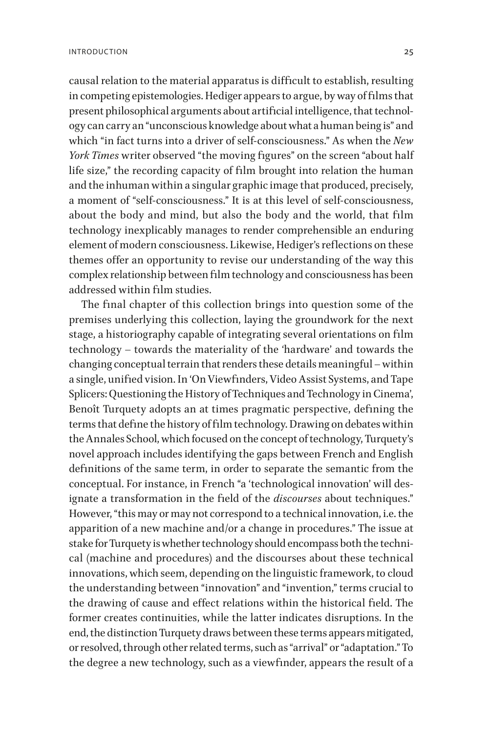causal relation to the material apparatus is difficult to establish, resulting in competing epistemologies. Hediger appears to argue, by way of films that present philosophical arguments about artificial intelligence, that technology can carry an "unconscious knowledge about what a human being is" and which "in fact turns into a driver of self-consciousness." As when the *New York Times* writer observed "the moving figures" on the screen "about half life size," the recording capacity of film brought into relation the human and the inhuman within a singular graphic image that produced, precisely, a moment of "self-consciousness." It is at this level of self-consciousness, about the body and mind, but also the body and the world, that film technology inexplicably manages to render comprehensible an enduring element of modern consciousness. Likewise, Hediger's reflections on these themes offer an opportunity to revise our understanding of the way this complex relationship between film technology and consciousness has been addressed within film studies.

The final chapter of this collection brings into question some of the premises underlying this collection, laying the groundwork for the next stage, a historiography capable of integrating several orientations on film technology – towards the materiality of the 'hardware' and towards the changing conceptual terrain that renders these details meaningful – within a single, unified vision. In 'On Viewfinders, Video Assist Systems, and Tape Splicers: Questioning the History of Techniques and Technology in Cinema', Benoît Turquety adopts an at times pragmatic perspective, defining the terms that define the history of film technology. Drawing on debates within the Annales School, which focused on the concept of technology, Turquety's novel approach includes identifying the gaps between French and English definitions of the same term, in order to separate the semantic from the conceptual. For instance, in French "a 'technological innovation' will designate a transformation in the field of the *discourses* about techniques." However, "this may or may not correspond to a technical innovation, i.e. the apparition of a new machine and/or a change in procedures." The issue at stake for Turquety is whether technology should encompass both the technical (machine and procedures) and the discourses about these technical innovations, which seem, depending on the linguistic framework, to cloud the understanding between "innovation" and "invention," terms crucial to the drawing of cause and effect relations within the historical field. The former creates continuities, while the latter indicates disruptions. In the end, the distinction Turquety draws between these terms appears mitigated, or resolved, through other related terms, such as "arrival" or "adaptation." To the degree a new technology, such as a viewfinder, appears the result of a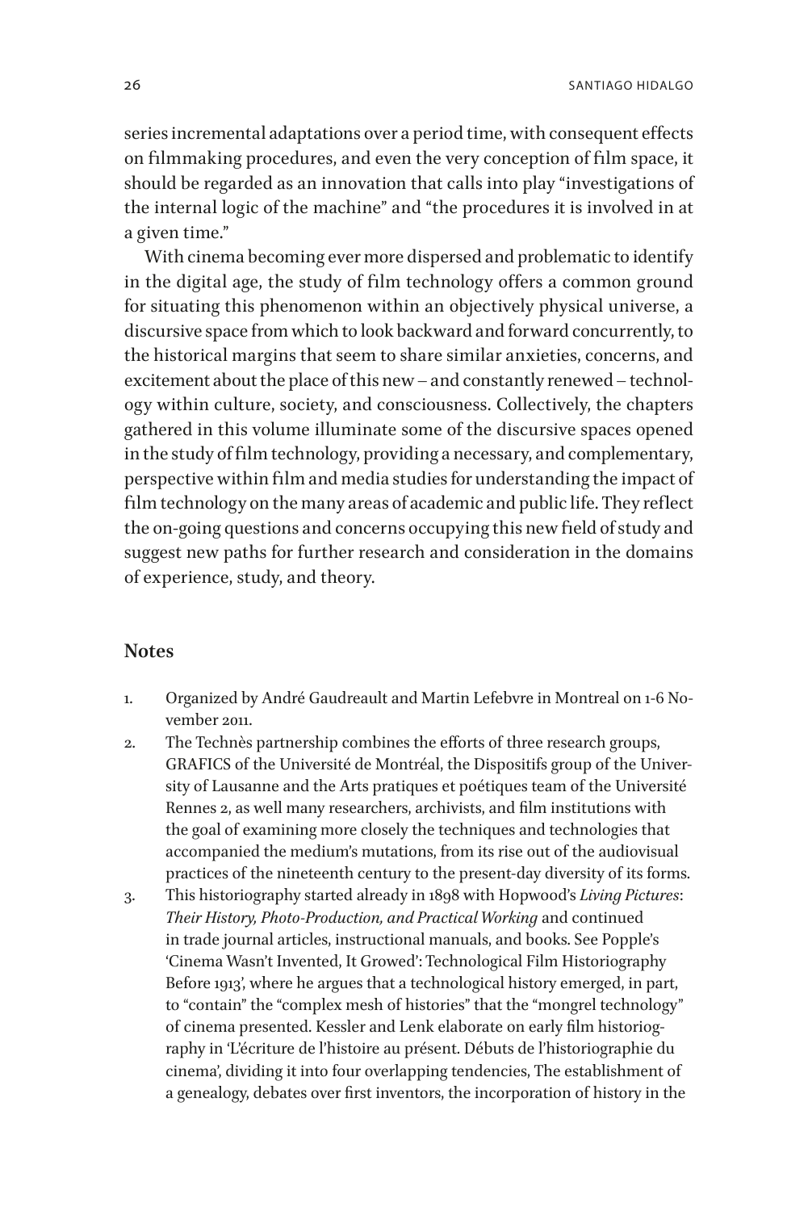series incremental adaptations over a period time, with consequent effects on filmmaking procedures, and even the very conception of film space, it should be regarded as an innovation that calls into play "investigations of the internal logic of the machine" and "the procedures it is involved in at a given time."

With cinema becoming ever more dispersed and problematic to identify in the digital age, the study of film technology offers a common ground for situating this phenomenon within an objectively physical universe, a discursive space from which to look backward and forward concurrently, to the historical margins that seem to share similar anxieties, concerns, and excitement about the place of this new – and constantly renewed – technology within culture, society, and consciousness. Collectively, the chapters gathered in this volume illuminate some of the discursive spaces opened in the study of film technology, providing a necessary, and complementary, perspective within film and media studies for understanding the impact of film technology on the many areas of academic and public life. They reflect the on-going questions and concerns occupying this new field of study and suggest new paths for further research and consideration in the domains of experience, study, and theory.

## Notes

1. Organized by André Gaudreault and Martin Lefebvre in Montreal on 1-6 November 2011.
2. The Technès partnership combines the efforts of three research groups, GRAFICS of the Université de Montréal, the Dispositifs group of the University of Lausanne and the Arts pratiques et poétiques team of the Université Rennes 2, as well many researchers, archivists, and film institutions with the goal of examining more closely the techniques and technologies that accompanied the medium's mutations, from its rise out of the audiovisual practices of the nineteenth century to the present-day diversity of its forms.
3. This historiography started already in 1898 with Hopwood's *Living Pictures: Their History, Photo-Production, and Practical Working* and continued in trade journal articles, instructional manuals, and books. See Popple's 'Cinema Wasn't Invented, It Growed': Technological Film Historiography Before 1913', where he argues that a technological history emerged, in part, to "contain" the "complex mesh of histories" that the "mongrel technology" of cinema presented. Kessler and Lenk elaborate on early film historiography in 'L'écriture de l'histoire au présent. Débuts de l'historiographie du cinema', dividing it into four overlapping tendencies, The establishment of a genealogy, debates over first inventors, the incorporation of history in the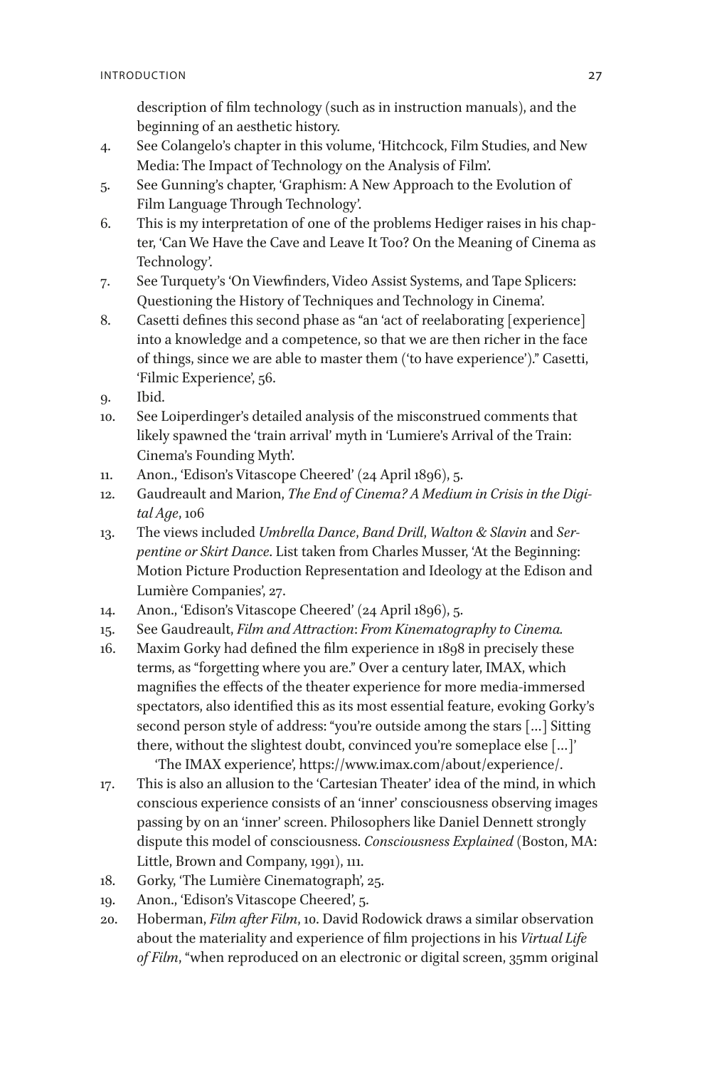description of film technology (such as in instruction manuals), and the beginning of an aesthetic history.

4. See Colangelo's chapter in this volume, 'Hitchcock, Film Studies, and New Media: The Impact of Technology on the Analysis of Film'.
5. See Gunning's chapter, 'Graphism: A New Approach to the Evolution of Film Language Through Technology'.
6. This is my interpretation of one of the problems Hediger raises in his chapter, 'Can We Have the Cave and Leave It Too? On the Meaning of Cinema as Technology'.
7. See Turquety's 'On Viewfinders, Video Assist Systems, and Tape Splicers: Questioning the History of Techniques and Technology in Cinema'.
8. Casetti defines this second phase as "an 'act of reelaborating [experience] into a knowledge and a competence, so that we are then richer in the face of things, since we are able to master them ('to have experience')." Casetti, 'Filmic Experience', 56.
9. Ibid.
10. See Loiperdinger's detailed analysis of the misconstrued comments that likely spawned the 'train arrival' myth in 'Lumiere's Arrival of the Train: Cinema's Founding Myth'.
11. Anon., 'Edison's Vitascope Cheered' (24 April 1896), 5.
12. Gaudreault and Marion, *The End of Cinema? A Medium in Crisis in the Digital Age*, 106
13. The views included *Umbrella Dance*, *Band Drill*, *Walton & Slavin* and *Serpentine or Skirt Dance*. List taken from Charles Musser, 'At the Beginning: Motion Picture Production Representation and Ideology at the Edison and Lumière Companies', 27.
14. Anon., 'Edison's Vitascope Cheered' (24 April 1896), 5.
15. See Gaudreault, *Film and Attraction*: *From Kinematography to Cinema.*
16. Maxim Gorky had defined the film experience in 1898 in precisely these terms, as "forgetting where you are." Over a century later, IMAX, which magnifies the effects of the theater experience for more media-immersed spectators, also identified this as its most essential feature, evoking Gorky's second person style of address: "you're outside among the stars [...] Sitting there, without the slightest doubt, convinced you're someplace else [...]'
   'The IMAX experience', https://www.imax.com/about/experience/.
17. This is also an allusion to the 'Cartesian Theater' idea of the mind, in which conscious experience consists of an 'inner' consciousness observing images passing by on an 'inner' screen. Philosophers like Daniel Dennett strongly dispute this model of consciousness. *Consciousness Explained* (Boston, MA: Little, Brown and Company, 1991), 111.
18. Gorky, 'The Lumière Cinematograph', 25.
19. Anon., 'Edison's Vitascope Cheered', 5.
20. Hoberman, *Film after Film*, 10. David Rodowick draws a similar observation about the materiality and experience of film projections in his *Virtual Life of Film*, "when reproduced on an electronic or digital screen, 35mm original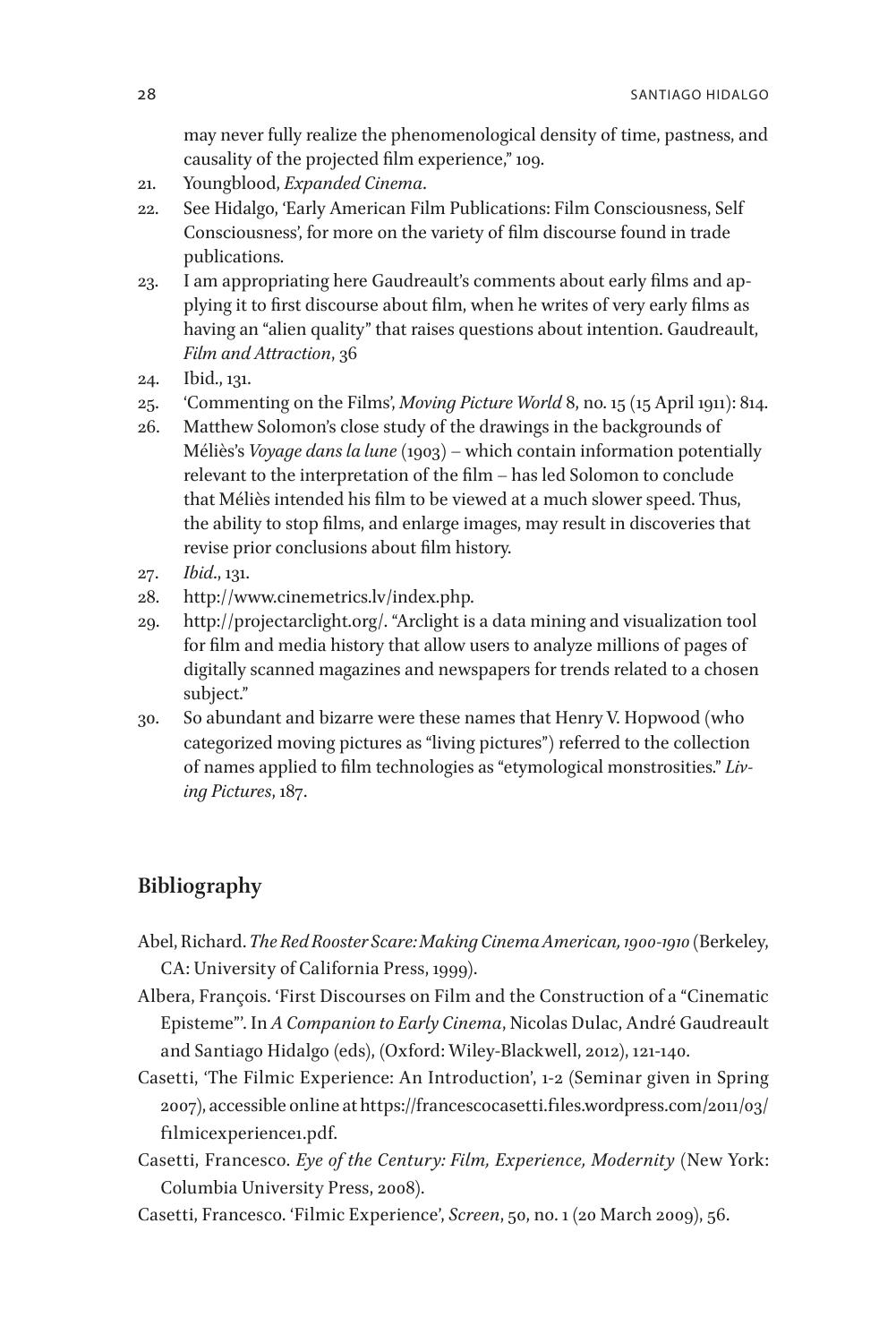may never fully realize the phenomenological density of time, pastness, and causality of the projected film experience," 109.

21. Youngblood, *Expanded Cinema*.
22. See Hidalgo, 'Early American Film Publications: Film Consciousness, Self Consciousness', for more on the variety of film discourse found in trade publications.
23. I am appropriating here Gaudreault's comments about early films and applying it to first discourse about film, when he writes of very early films as having an "alien quality" that raises questions about intention. Gaudreault, *Film and Attraction*, 36
24. Ibid., 131.
25. 'Commenting on the Films', *Moving Picture World* 8, no. 15 (15 April 1911): 814.
26. Matthew Solomon's close study of the drawings in the backgrounds of Méliès's *Voyage dans la lune* (1903) – which contain information potentially relevant to the interpretation of the film – has led Solomon to conclude that Méliès intended his film to be viewed at a much slower speed. Thus, the ability to stop films, and enlarge images, may result in discoveries that revise prior conclusions about film history.
27. *Ibid*., 131.
28. http://www.cinemetrics.lv/index.php.
29. http://projectarclight.org/. "Arclight is a data mining and visualization tool for film and media history that allow users to analyze millions of pages of digitally scanned magazines and newspapers for trends related to a chosen subject."
30. So abundant and bizarre were these names that Henry V. Hopwood (who categorized moving pictures as "living pictures") referred to the collection of names applied to film technologies as "etymological monstrosities." *Living Pictures*, 187.

## Bibliography

Abel, Richard. *The Red Rooster Scare: Making Cinema American, 1900-1910* (Berkeley, CA: University of California Press, 1999).

Albera, François. 'First Discourses on Film and the Construction of a "Cinematic Episteme"'. In *A Companion to Early Cinema*, Nicolas Dulac, André Gaudreault and Santiago Hidalgo (eds), (Oxford: Wiley-Blackwell, 2012), 121-140.

Casetti, 'The Filmic Experience: An Introduction', 1-2 (Seminar given in Spring 2007), accessible online at https://francescocasetti.files.wordpress.com/2011/03/filmicexperience1.pdf.

Casetti, Francesco. *Eye of the Century: Film, Experience, Modernity* (New York: Columbia University Press, 2008).

Casetti, Francesco. 'Filmic Experience', *Screen*, 50, no. 1 (20 March 2009), 56.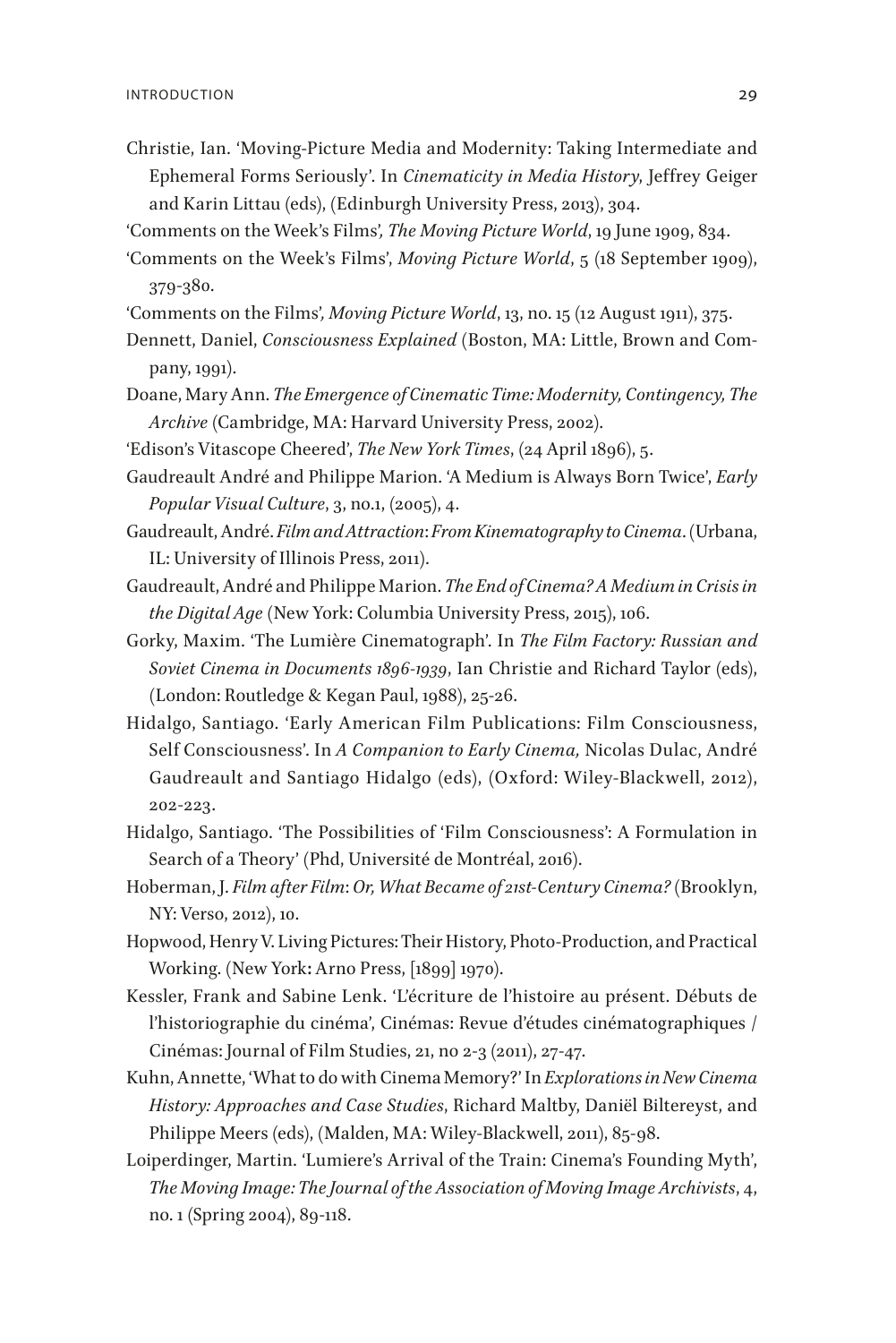Christie, Ian. 'Moving-Picture Media and Modernity: Taking Intermediate and Ephemeral Forms Seriously'. In *Cinematicity in Media History*, Jeffrey Geiger and Karin Littau (eds), (Edinburgh University Press, 2013), 304.

'Comments on the Week's Films', *The Moving Picture World*, 19 June 1909, 834.

'Comments on the Week's Films', *Moving Picture World*, 5 (18 September 1909), 379-380.

'Comments on the Films', *Moving Picture World*, 13, no. 15 (12 August 1911), 375.

Dennett, Daniel, *Consciousness Explained* (Boston, MA: Little, Brown and Company, 1991).

Doane, Mary Ann. *The Emergence of Cinematic Time: Modernity, Contingency, The Archive* (Cambridge, MA: Harvard University Press, 2002).

'Edison's Vitascope Cheered', *The New York Times*, (24 April 1896), 5.

Gaudreault André and Philippe Marion. 'A Medium is Always Born Twice', *Early Popular Visual Culture*, 3, no.1, (2005), 4.

Gaudreault, André. *Film and Attraction: From Kinematography to Cinema*. (Urbana, IL: University of Illinois Press, 2011).

Gaudreault, André and Philippe Marion. *The End of Cinema? A Medium in Crisis in the Digital Age* (New York: Columbia University Press, 2015), 106.

Gorky, Maxim. 'The Lumière Cinematograph'. In *The Film Factory: Russian and Soviet Cinema in Documents 1896-1939*, Ian Christie and Richard Taylor (eds), (London: Routledge & Kegan Paul, 1988), 25-26.

Hidalgo, Santiago. 'Early American Film Publications: Film Consciousness, Self Consciousness'. In *A Companion to Early Cinema,* Nicolas Dulac, André Gaudreault and Santiago Hidalgo (eds), (Oxford: Wiley-Blackwell, 2012), 202-223.

Hidalgo, Santiago. 'The Possibilities of 'Film Consciousness': A Formulation in Search of a Theory' (Phd, Université de Montréal, 2016).

Hoberman, J. *Film after Film: Or, What Became of 21st-Century Cinema?* (Brooklyn, NY: Verso, 2012), 10.

Hopwood, Henry V. Living Pictures: Their History, Photo-Production, and Practical Working. (New York: Arno Press, [1899] 1970).

Kessler, Frank and Sabine Lenk. 'L'écriture de l'histoire au présent. Débuts de l'historiographie du cinéma', Cinémas: Revue d'études cinématographiques / Cinémas: Journal of Film Studies, 21, no 2-3 (2011), 27-47.

Kuhn, Annette, 'What to do with Cinema Memory?' In *Explorations in New Cinema History: Approaches and Case Studies*, Richard Maltby, Daniël Biltereyst, and Philippe Meers (eds), (Malden, MA: Wiley-Blackwell, 2011), 85-98.

Loiperdinger, Martin. 'Lumiere's Arrival of the Train: Cinema's Founding Myth', *The Moving Image: The Journal of the Association of Moving Image Archivists*, 4, no. 1 (Spring 2004), 89-118.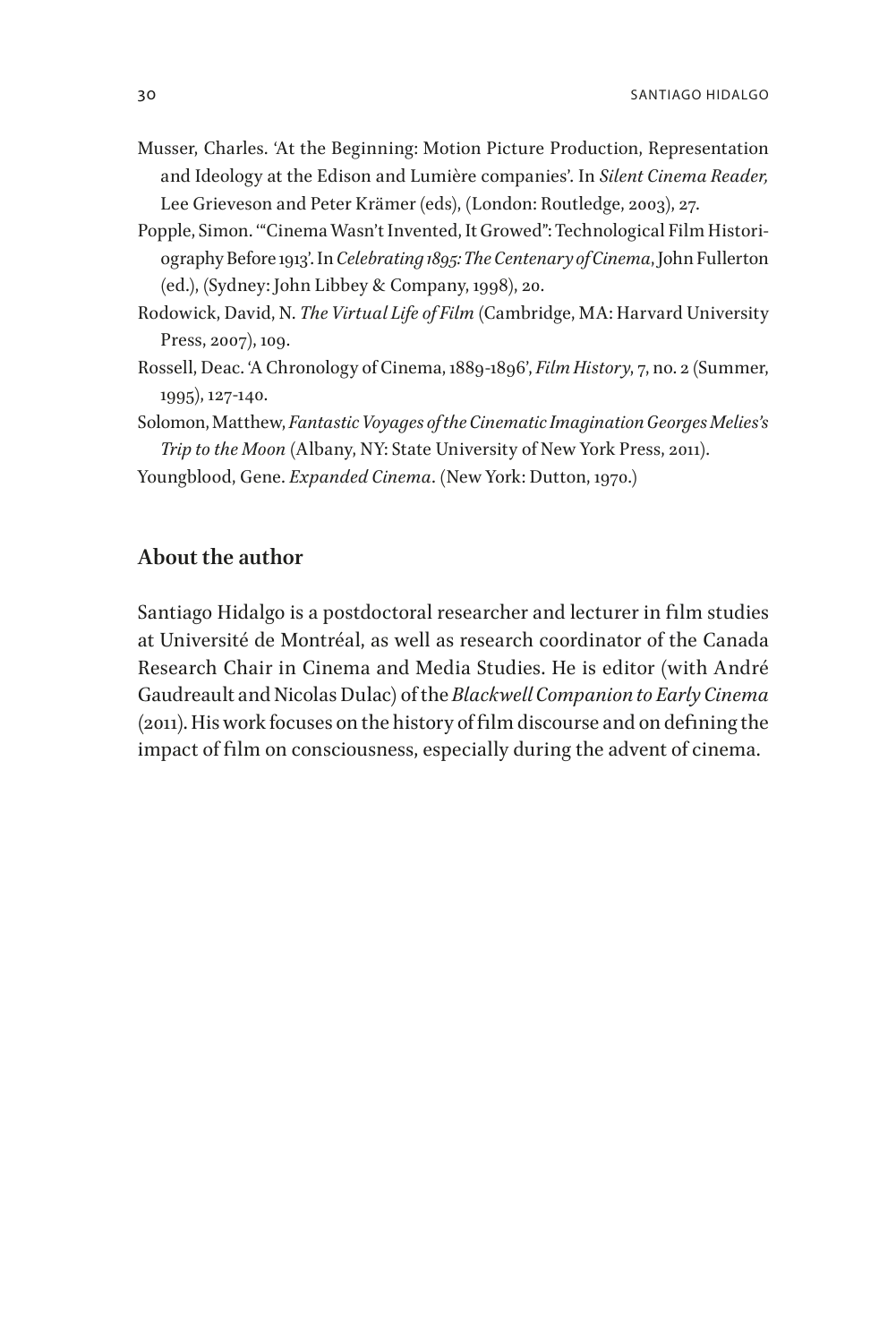Musser, Charles. 'At the Beginning: Motion Picture Production, Representation and Ideology at the Edison and Lumière companies'. In *Silent Cinema Reader,* Lee Grieveson and Peter Krämer (eds), (London: Routledge, 2003), 27.

Popple, Simon. '"Cinema Wasn't Invented, It Growed": Technological Film Historiography Before 1913'. In *Celebrating 1895: The Centenary of Cinema*, John Fullerton (ed.), (Sydney: John Libbey & Company, 1998), 20.

Rodowick, David, N. *The Virtual Life of Film* (Cambridge, MA: Harvard University Press, 2007), 109.

Rossell, Deac. 'A Chronology of Cinema, 1889-1896', *Film History*, 7, no. 2 (Summer, 1995), 127-140.

Solomon, Matthew, *Fantastic Voyages of the Cinematic Imagination Georges Melies's Trip to the Moon* (Albany, NY: State University of New York Press, 2011).

Youngblood, Gene. *Expanded Cinema*. (New York: Dutton, 1970.)

## About the author

Santiago Hidalgo is a postdoctoral researcher and lecturer in film studies at Université de Montréal, as well as research coordinator of the Canada Research Chair in Cinema and Media Studies. He is editor (with André Gaudreault and Nicolas Dulac) of the *Blackwell Companion to Early Cinema* (2011). His work focuses on the history of film discourse and on defining the impact of film on consciousness, especially during the advent of cinema.